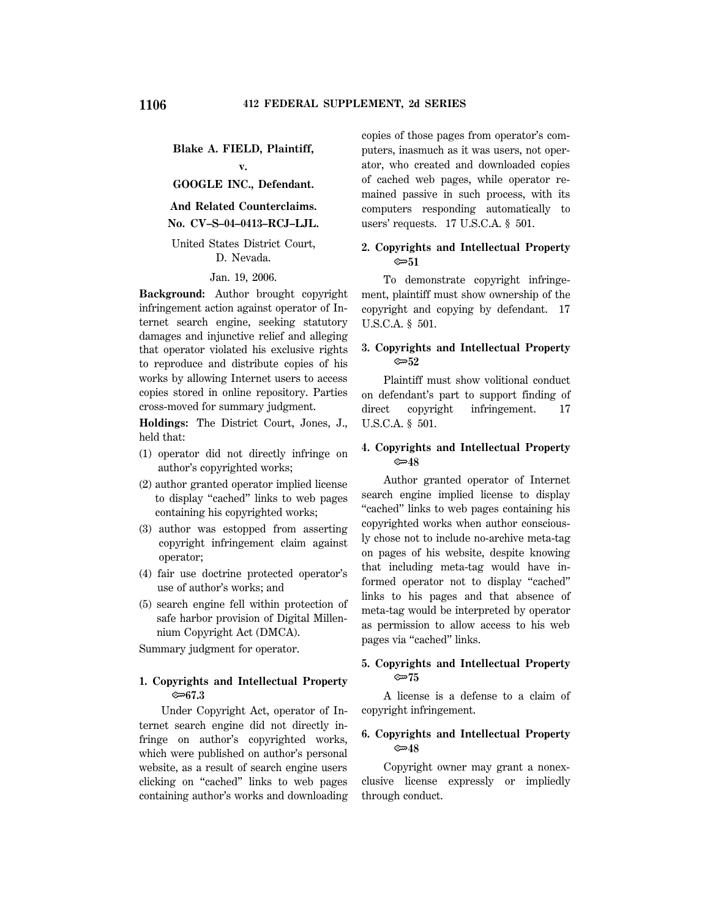**Blake A. FIELD, Plaintiff,**

**v.**

**GOOGLE INC., Defendant.**

**And Related Counterclaims.**

**No. CV–S–04–0413–RCJ–LJL.**

United States District Court, D. Nevada.

Jan. 19, 2006.

**Background:** Author brought copyright infringement action against operator of Internet search engine, seeking statutory damages and injunctive relief and alleging that operator violated his exclusive rights to reproduce and distribute copies of his works by allowing Internet users to access copies stored in online repository. Parties cross-moved for summary judgment.

**Holdings:** The District Court, Jones, J., held that:

(1) operator did not directly infringe on author's copyrighted works;

(2) author granted operator implied license to display "cached" links to web pages containing his copyrighted works;

(3) author was estopped from asserting copyright infringement claim against operator;

(4) fair use doctrine protected operator's use of author's works; and

(5) search engine fell within protection of safe harbor provision of Digital Millennium Copyright Act (DMCA).

Summary judgment for operator.

**1. Copyrights and Intellectual Property ⚩67.3**

Under Copyright Act, operator of Internet search engine did not directly infringe on author's copyrighted works, which were published on author's personal website, as a result of search engine users clicking on "cached" links to web pages containing author's works and downloading copies of those pages from operator's computers, inasmuch as it was users, not operator, who created and downloaded copies of cached web pages, while operator remained passive in such process, with its computers responding automatically to users' requests. 17 U.S.C.A. § 501.

**2. Copyrights and Intellectual Property ⚩51**

To demonstrate copyright infringement, plaintiff must show ownership of the copyright and copying by defendant. 17 U.S.C.A. § 501.

**3. Copyrights and Intellectual Property ⚩52**

Plaintiff must show volitional conduct on defendant's part to support finding of direct copyright infringement. 17 U.S.C.A. § 501.

**4. Copyrights and Intellectual Property ⚩48**

Author granted operator of Internet search engine implied license to display "cached" links to web pages containing his copyrighted works when author consciously chose not to include no-archive meta-tag on pages of his website, despite knowing that including meta-tag would have informed operator not to display "cached" links to his pages and that absence of meta-tag would be interpreted by operator as permission to allow access to his web pages via "cached" links.

**5. Copyrights and Intellectual Property ⚩75**

A license is a defense to a claim of copyright infringement.

**6. Copyrights and Intellectual Property ⚩48**

Copyright owner may grant a nonexclusive license expressly or impliedly through conduct.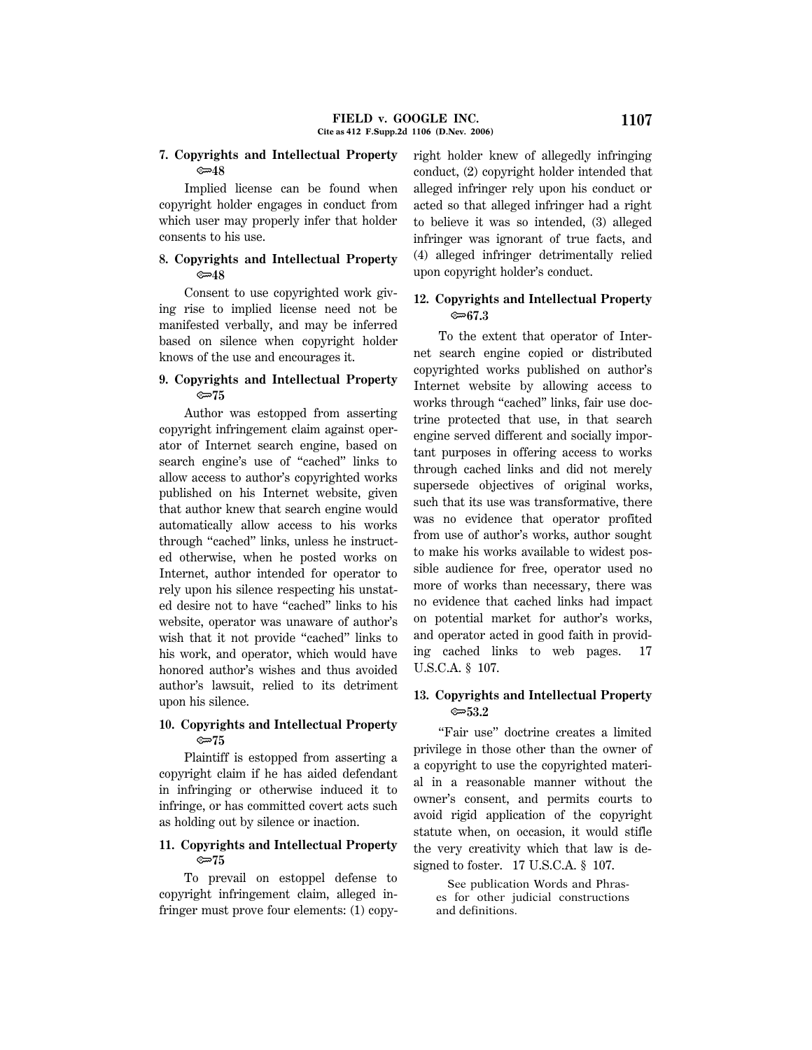**7. Copyrights and Intellectual Property ⟹48**

Implied license can be found when copyright holder engages in conduct from which user may properly infer that holder consents to his use.

**8. Copyrights and Intellectual Property ⟹48**

Consent to use copyrighted work giving rise to implied license need not be manifested verbally, and may be inferred based on silence when copyright holder knows of the use and encourages it.

**9. Copyrights and Intellectual Property ⟹75**

Author was estopped from asserting copyright infringement claim against operator of Internet search engine, based on search engine's use of "cached" links to allow access to author's copyrighted works published on his Internet website, given that author knew that search engine would automatically allow access to his works through "cached" links, unless he instructed otherwise, when he posted works on Internet, author intended for operator to rely upon his silence respecting his unstated desire not to have "cached" links to his website, operator was unaware of author's wish that it not provide "cached" links to his work, and operator, which would have honored author's wishes and thus avoided author's lawsuit, relied to its detriment upon his silence.

**10. Copyrights and Intellectual Property ⟹75**

Plaintiff is estopped from asserting a copyright claim if he has aided defendant in infringing or otherwise induced it to infringe, or has committed covert acts such as holding out by silence or inaction.

**11. Copyrights and Intellectual Property ⟹75**

To prevail on estoppel defense to copyright infringement claim, alleged infringer must prove four elements: (1) copyright holder knew of allegedly infringing conduct, (2) copyright holder intended that alleged infringer rely upon his conduct or acted so that alleged infringer had a right to believe it was so intended, (3) alleged infringer was ignorant of true facts, and (4) alleged infringer detrimentally relied upon copyright holder's conduct.

**12. Copyrights and Intellectual Property ⟹67.3**

To the extent that operator of Internet search engine copied or distributed copyrighted works published on author's Internet website by allowing access to works through "cached" links, fair use doctrine protected that use, in that search engine served different and socially important purposes in offering access to works through cached links and did not merely supersede objectives of original works, such that its use was transformative, there was no evidence that operator profited from use of author's works, author sought to make his works available to widest possible audience for free, operator used no more of works than necessary, there was no evidence that cached links had impact on potential market for author's works, and operator acted in good faith in providing cached links to web pages. 17 U.S.C.A. § 107.

**13. Copyrights and Intellectual Property ⟹53.2**

"Fair use" doctrine creates a limited privilege in those other than the owner of a copyright to use the copyrighted material in a reasonable manner without the owner's consent, and permits courts to avoid rigid application of the copyright statute when, on occasion, it would stifle the very creativity which that law is designed to foster. 17 U.S.C.A. § 107.

See publication Words and Phrases for other judicial constructions and definitions.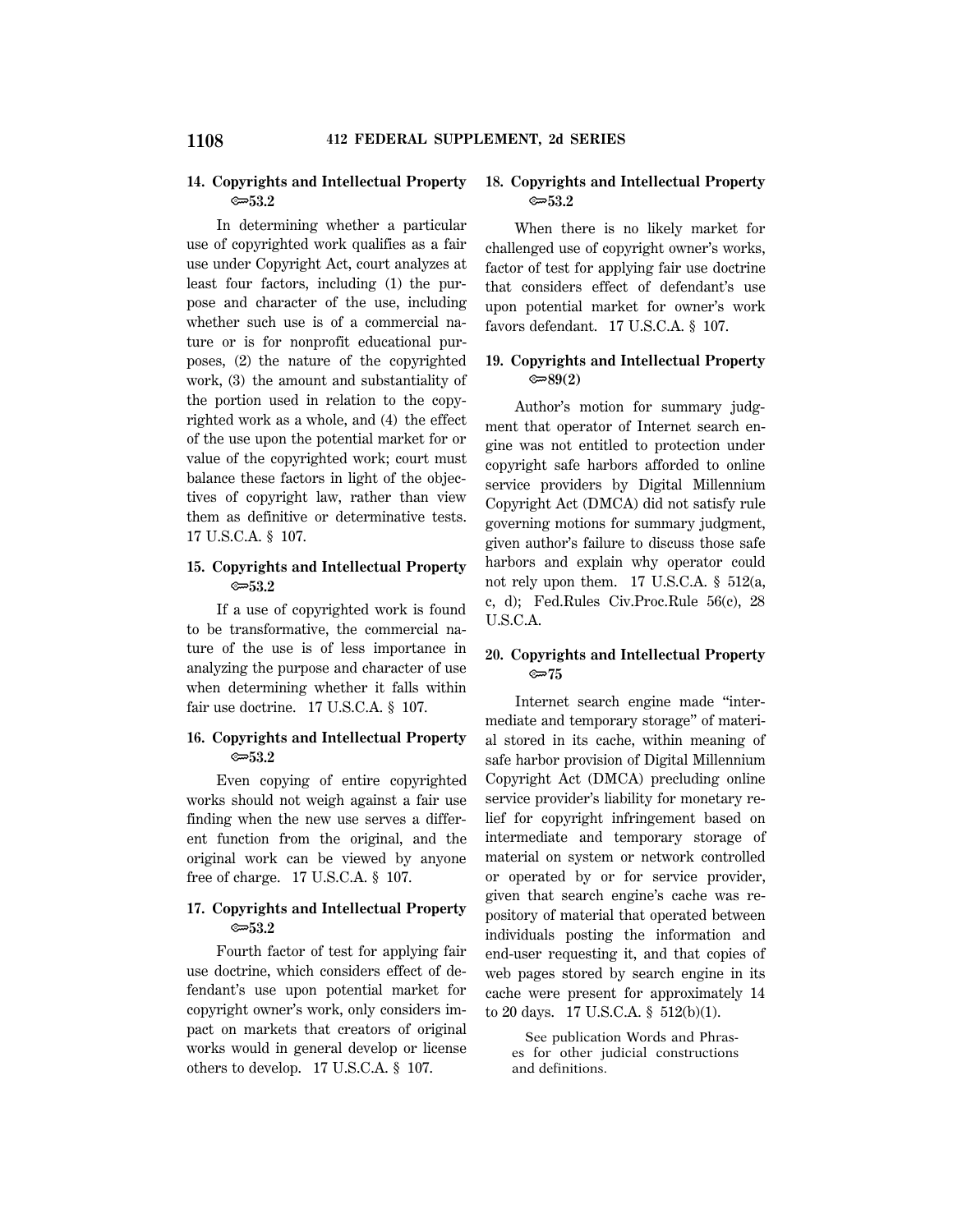**14. Copyrights and Intellectual Property ⚖53.2**

In determining whether a particular use of copyrighted work qualifies as a fair use under Copyright Act, court analyzes at least four factors, including (1) the purpose and character of the use, including whether such use is of a commercial nature or is for nonprofit educational purposes, (2) the nature of the copyrighted work, (3) the amount and substantiality of the portion used in relation to the copyrighted work as a whole, and (4) the effect of the use upon the potential market for or value of the copyrighted work; court must balance these factors in light of the objectives of copyright law, rather than view them as definitive or determinative tests. 17 U.S.C.A. § 107.

**15. Copyrights and Intellectual Property ⚖53.2**

If a use of copyrighted work is found to be transformative, the commercial nature of the use is of less importance in analyzing the purpose and character of use when determining whether it falls within fair use doctrine. 17 U.S.C.A. § 107.

**16. Copyrights and Intellectual Property ⚖53.2**

Even copying of entire copyrighted works should not weigh against a fair use finding when the new use serves a different function from the original, and the original work can be viewed by anyone free of charge. 17 U.S.C.A. § 107.

**17. Copyrights and Intellectual Property ⚖53.2**

Fourth factor of test for applying fair use doctrine, which considers effect of defendant's use upon potential market for copyright owner's work, only considers impact on markets that creators of original works would in general develop or license others to develop. 17 U.S.C.A. § 107.

**18. Copyrights and Intellectual Property ⚖53.2**

When there is no likely market for challenged use of copyright owner's works, factor of test for applying fair use doctrine that considers effect of defendant's use upon potential market for owner's work favors defendant. 17 U.S.C.A. § 107.

**19. Copyrights and Intellectual Property ⚖89(2)**

Author's motion for summary judgment that operator of Internet search engine was not entitled to protection under copyright safe harbors afforded to online service providers by Digital Millennium Copyright Act (DMCA) did not satisfy rule governing motions for summary judgment, given author's failure to discuss those safe harbors and explain why operator could not rely upon them. 17 U.S.C.A. § 512(a, c, d); Fed.Rules Civ.Proc.Rule 56(c), 28 U.S.C.A.

**20. Copyrights and Intellectual Property ⚖75**

Internet search engine made "intermediate and temporary storage" of material stored in its cache, within meaning of safe harbor provision of Digital Millennium Copyright Act (DMCA) precluding online service provider's liability for monetary relief for copyright infringement based on intermediate and temporary storage of material on system or network controlled or operated by or for service provider, given that search engine's cache was repository of material that operated between individuals posting the information and end-user requesting it, and that copies of web pages stored by search engine in its cache were present for approximately 14 to 20 days. 17 U.S.C.A. § 512(b)(1).

See publication Words and Phrases for other judicial constructions and definitions.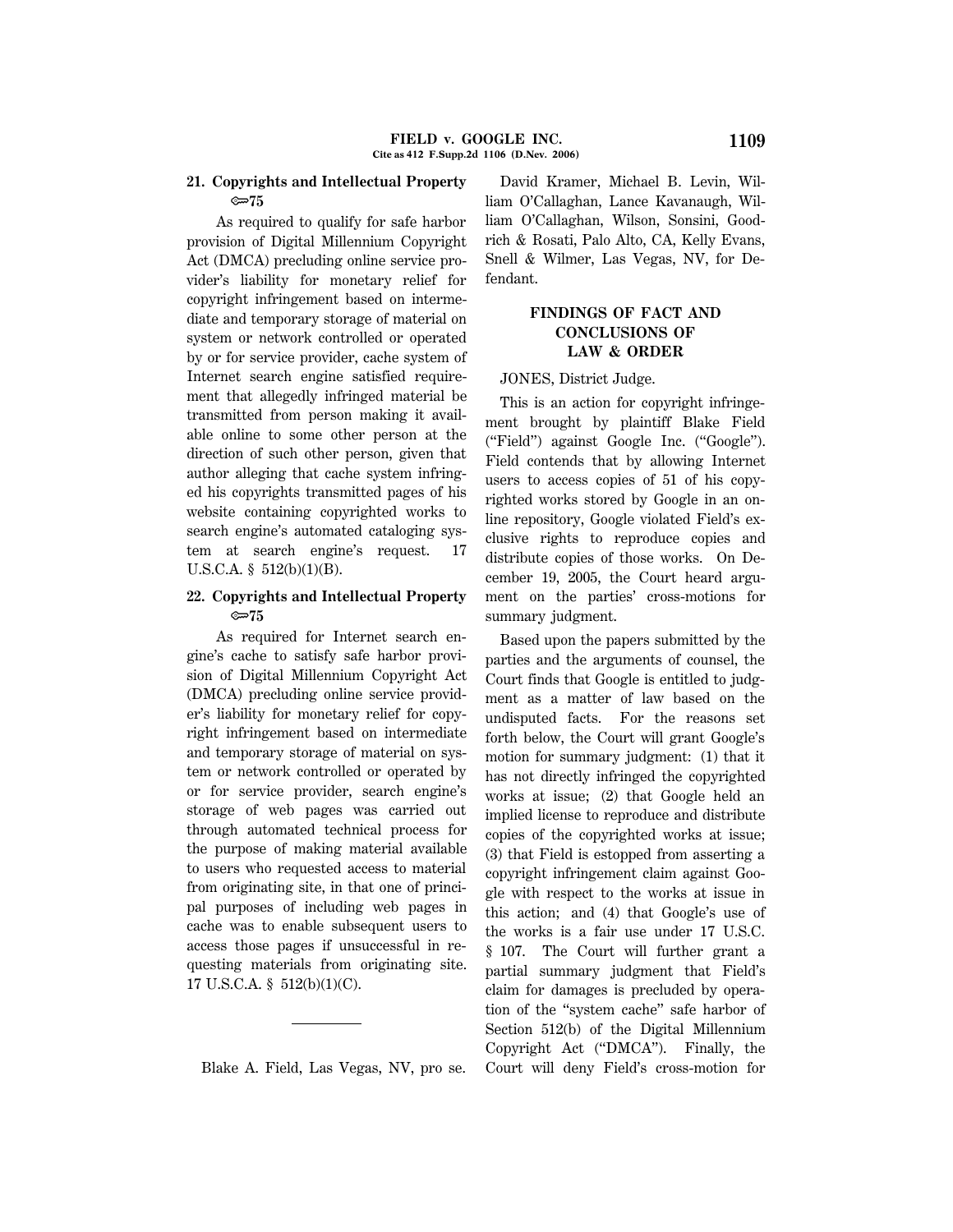**21. Copyrights and Intellectual Property ⚖75**

As required to qualify for safe harbor provision of Digital Millennium Copyright Act (DMCA) precluding online service provider's liability for monetary relief for copyright infringement based on intermediate and temporary storage of material on system or network controlled or operated by or for service provider, cache system of Internet search engine satisfied requirement that allegedly infringed material be transmitted from person making it available online to some other person at the direction of such other person, given that author alleging that cache system infringed his copyrights transmitted pages of his website containing copyrighted works to search engine's automated cataloging system at search engine's request. 17 U.S.C.A. § 512(b)(1)(B).

**22. Copyrights and Intellectual Property ⚖75**

As required for Internet search engine's cache to satisfy safe harbor provision of Digital Millennium Copyright Act (DMCA) precluding online service provider's liability for monetary relief for copyright infringement based on intermediate and temporary storage of material on system or network controlled or operated by or for service provider, search engine's storage of web pages was carried out through automated technical process for the purpose of making material available to users who requested access to material from originating site, in that one of principal purposes of including web pages in cache was to enable subsequent users to access those pages if unsuccessful in requesting materials from originating site. 17 U.S.C.A. § 512(b)(1)(C).

---

Blake A. Field, Las Vegas, NV, pro se.

David Kramer, Michael B. Levin, William O'Callaghan, Lance Kavanaugh, William O'Callaghan, Wilson, Sonsini, Goodrich & Rosati, Palo Alto, CA, Kelly Evans, Snell & Wilmer, Las Vegas, NV, for Defendant.

## FINDINGS OF FACT AND CONCLUSIONS OF LAW & ORDER

JONES, District Judge.

This is an action for copyright infringement brought by plaintiff Blake Field ("Field") against Google Inc. ("Google"). Field contends that by allowing Internet users to access copies of 51 of his copyrighted works stored by Google in an online repository, Google violated Field's exclusive rights to reproduce copies and distribute copies of those works. On December 19, 2005, the Court heard argument on the parties' cross-motions for summary judgment.

Based upon the papers submitted by the parties and the arguments of counsel, the Court finds that Google is entitled to judgment as a matter of law based on the undisputed facts. For the reasons set forth below, the Court will grant Google's motion for summary judgment: (1) that it has not directly infringed the copyrighted works at issue; (2) that Google held an implied license to reproduce and distribute copies of the copyrighted works at issue; (3) that Field is estopped from asserting a copyright infringement claim against Google with respect to the works at issue in this action; and (4) that Google's use of the works is a fair use under 17 U.S.C. § 107. The Court will further grant a partial summary judgment that Field's claim for damages is precluded by operation of the "system cache" safe harbor of Section 512(b) of the Digital Millennium Copyright Act ("DMCA"). Finally, the Court will deny Field's cross-motion for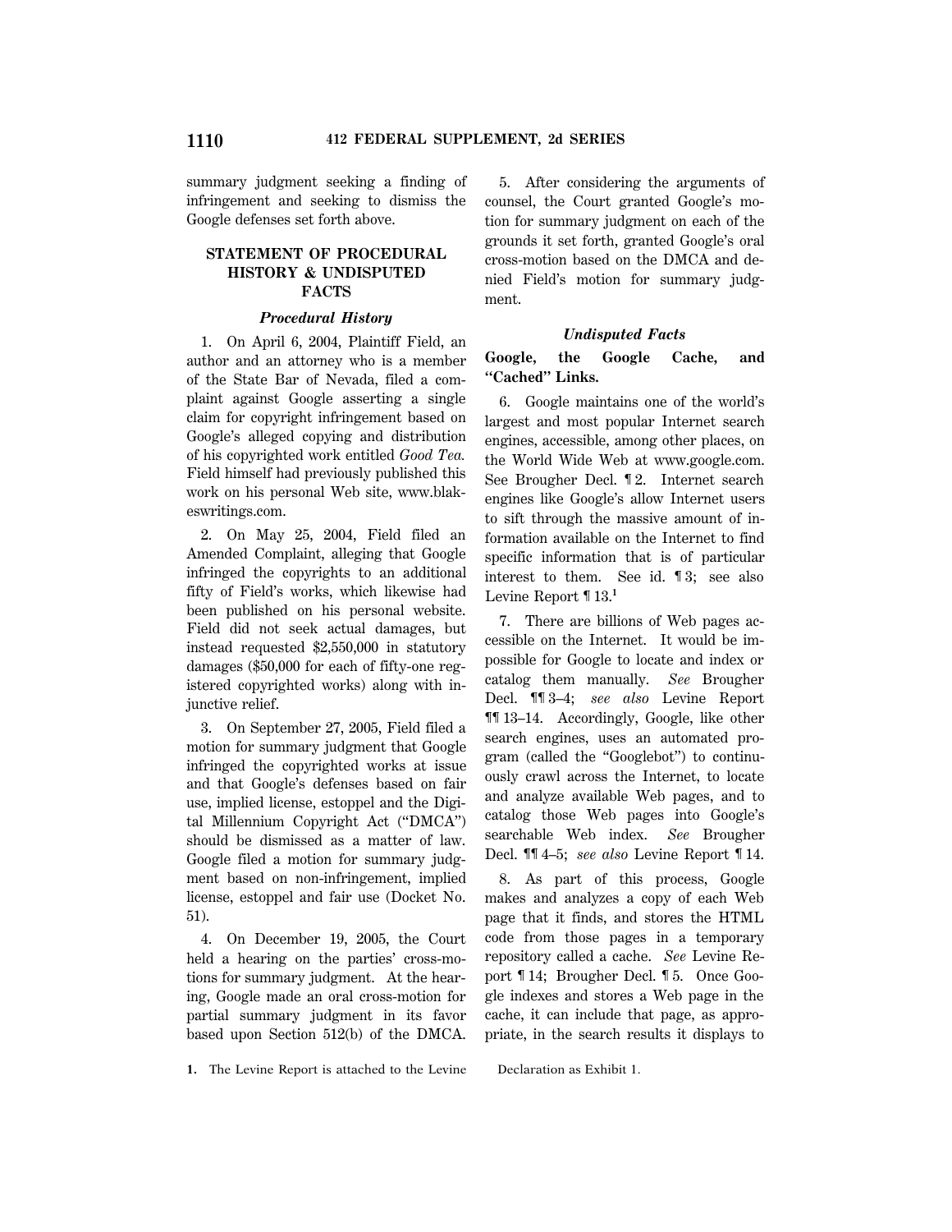summary judgment seeking a finding of infringement and seeking to dismiss the Google defenses set forth above.

## STATEMENT OF PROCEDURAL HISTORY & UNDISPUTED FACTS

### *Procedural History*

1. On April 6, 2004, Plaintiff Field, an author and an attorney who is a member of the State Bar of Nevada, filed a complaint against Google asserting a single claim for copyright infringement based on Google's alleged copying and distribution of his copyrighted work entitled *Good Tea.* Field himself had previously published this work on his personal Web site, www.blakeswritings.com.

2. On May 25, 2004, Field filed an Amended Complaint, alleging that Google infringed the copyrights to an additional fifty of Field's works, which likewise had been published on his personal website. Field did not seek actual damages, but instead requested $2,550,000 in statutory damages ($50,000 for each of fifty-one registered copyrighted works) along with injunctive relief.

3. On September 27, 2005, Field filed a motion for summary judgment that Google infringed the copyrights of the works at issue and that Google's defenses based on fair use, implied license, estoppel and the Digital Millennium Copyright Act ("DMCA") should be dismissed as a matter of law. Google filed a motion for summary judgment based on non-infringement, implied license, estoppel and fair use (Docket No. 51).

4. On December 19, 2005, the Court held a hearing on the parties' cross-motions for summary judgment. At the hearing, Google made an oral cross-motion for partial summary judgment in its favor based upon Section 512(b) of the DMCA.

5. After considering the arguments of counsel, the Court granted Google's motion for summary judgment on each of the grounds it set forth, granted Google's oral cross-motion based on the DMCA and denied Field's motion for summary judgment.

### *Undisputed Facts*

**Google, the Google Cache, and "Cached" Links.**

6. Google maintains one of the world's largest and most popular Internet search engines, accessible, among other places, on the World Wide Web at www.google.com. See Brougher Decl. ¶ 2. Internet search engines like Google's allow Internet users to sift through the massive amount of information available on the Internet to find specific information that is of particular interest to them. See id. ¶ 3; see also Levine Report ¶ 13.[1]

7. There are billions of Web pages accessible on the Internet. It would be impossible for Google to locate and index or catalog them manually. *See* Brougher Decl. ¶¶ 3–4; *see also* Levine Report ¶¶ 13–14. Accordingly, Google, like other search engines, uses an automated program (called the "Googlebot") to continuously crawl across the Internet, to locate and analyze available Web pages, and to catalog those Web pages into Google's searchable Web index. *See* Brougher Decl. ¶¶ 4–5; *see also* Levine Report ¶ 14.

8. As part of this process, Google makes and analyzes a copy of each Web page that it finds, and stores the HTML code from those pages in a temporary repository called a cache. *See* Levine Report ¶ 14; Brougher Decl. ¶ 5. Once Google indexes and stores a Web page in the cache, it can include that page, as appropriate, in the search results it displays to

1. The Levine Report is attached to the Levine Declaration as Exhibit 1.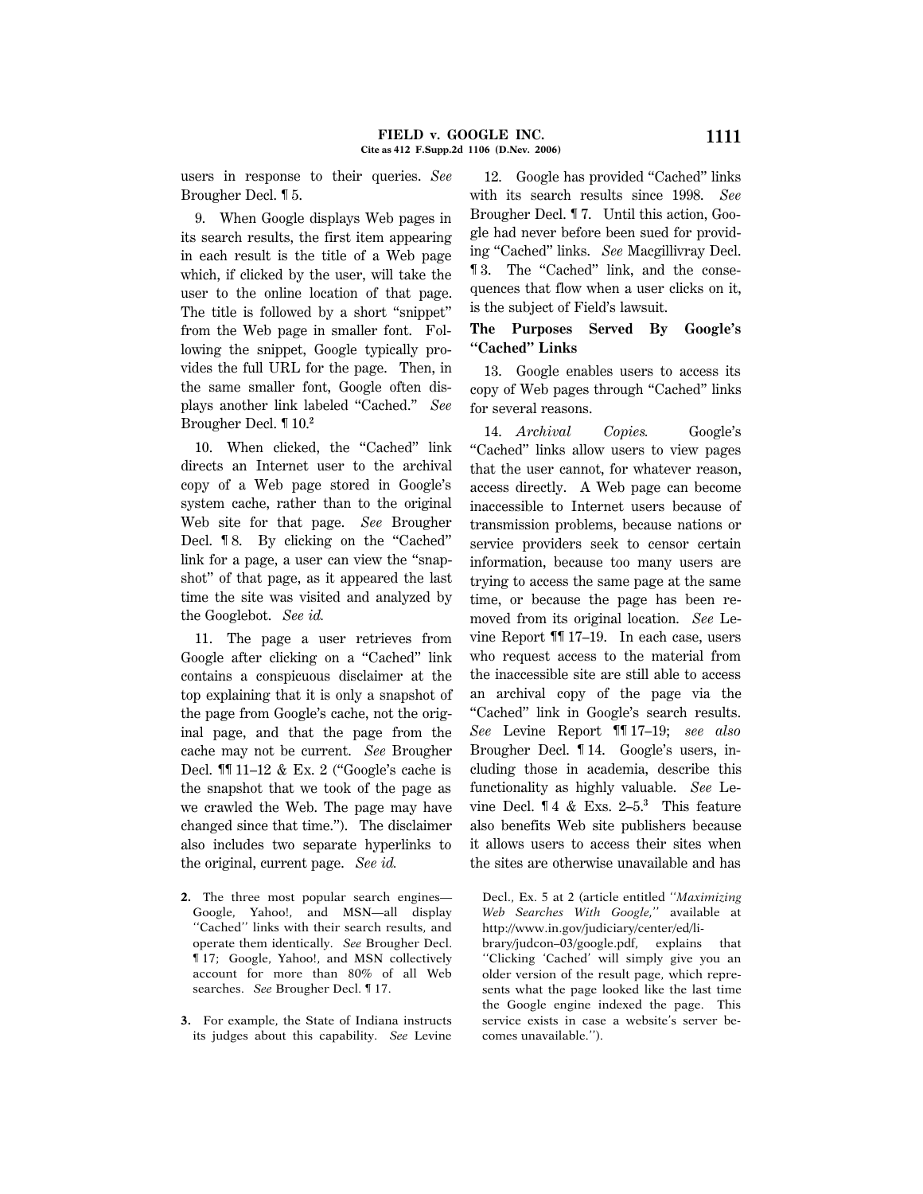users in response to their queries. *See* Brougher Decl. ¶ 5.

9. When Google displays Web pages in its search results, the first item appearing in each result is the title of a Web page which, if clicked by the user, will take the user to the online location of that page. The title is followed by a short "snippet" from the Web page in smaller font. Following the snippet, Google typically provides the full URL for the page. Then, in the same smaller font, Google often displays another link labeled "Cached." *See* Brougher Decl. ¶ 10.[2]

10. When clicked, the "Cached" link directs an Internet user to the archival copy of a Web page stored in Google's system cache, rather than to the original Web site for that page. *See* Brougher Decl. ¶ 8. By clicking on the "Cached" link for a page, a user can view the "snapshot" of that page, as it appeared the last time the site was visited and analyzed by the Googlebot. *See id.*

11. The page a user retrieves from Google after clicking on a "Cached" link contains a conspicuous disclaimer at the top explaining that it is only a snapshot of the page from Google's cache, not the original page, and that the page from the cache may not be current. *See* Brougher Decl. ¶¶ 11–12 & Ex. 2 ("Google's cache is the snapshot that we took of the page as we crawled the Web. The page may have changed since that time."). The disclaimer also includes two separate hyperlinks to the original, current page. *See id.*

12. Google has provided "Cached" links with its search results since 1998. *See* Brougher Decl. ¶ 7. Until this action, Google had never before been sued for providing "Cached" links. *See* Macgillivray Decl. ¶ 3. The "Cached" link, and the consequences that flow when a user clicks on it, is the subject of Field's lawsuit.

**The Purposes Served By Google's "Cached" Links**

13. Google enables users to access its copy of Web pages through "Cached" links for several reasons.

14. *Archival Copies.* Google's "Cached" links allow users to view pages that the user cannot, for whatever reason, access directly. A Web page can become inaccessible to Internet users because of transmission problems, because nations or service providers seek to censor certain information, because too many users are trying to access the same page at the same time, or because the page has been removed from its original location. *See* Levine Report ¶¶ 17–19. In each case, users who request access to the material from the inaccessible site are still able to access an archival copy of the page via the "Cached" link in Google's search results. *See* Levine Report ¶¶ 17–19; *see also* Brougher Decl. ¶ 14. Google's users, including those in academia, describe this functionality as highly valuable. *See* Levine Decl. ¶ 4 & Exs. 2–5.[3] This feature also benefits Web site publishers because it allows users to access their sites when the sites are otherwise unavailable and has

---

2. The three most popular search engines—Google, Yahoo!, and MSN—all display "Cached" links with their search results, and operate them identically. *See* Brougher Decl. ¶ 17; Google, Yahoo!, and MSN collectively account for more than 80% of all Web searches. *See* Brougher Decl. ¶ 17.

3. For example, the State of Indiana instructs its judges about this capability. *See* Levine Decl., Ex. 5 at 2 (article entitled *"Maximizing Web Searches With Google,"* available at http://www.in.gov/judiciary/center/ed/library/judcon–03/google.pdf, explains that "Clicking 'Cached' will simply give you an older version of the result page, which represents what the page looked like the last time the Google engine indexed the page. This service exists in case a website's server becomes unavailable.").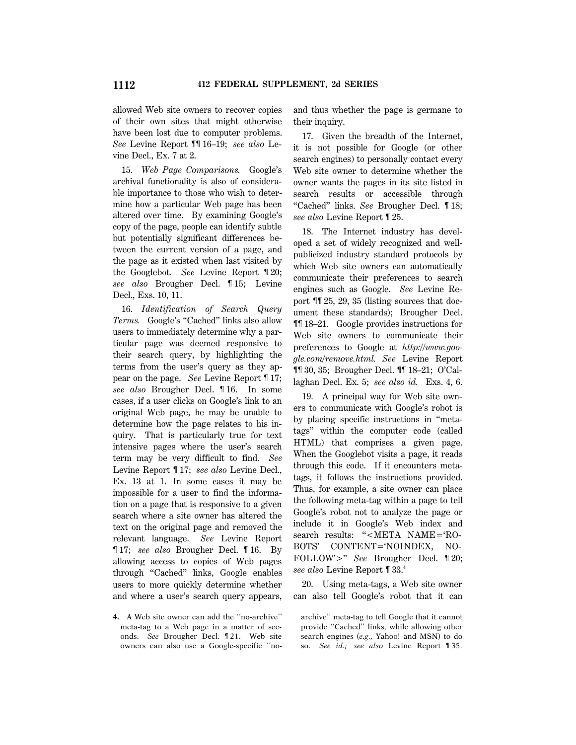allowed Web site owners to recover copies of their own sites that might otherwise have been lost due to computer problems. *See* Levine Report ¶¶ 16–19; *see also* Levine Decl., Ex. 7 at 2.

15. *Web Page Comparisons.* Google's archival functionality is also of considerable importance to those who wish to determine how a particular Web page has been altered over time. By examining Google's copy of the page, people can identify subtle but potentially significant differences between the current version of a page, and the page as it existed when last visited by the Googlebot. *See* Levine Report ¶ 20; *see also* Brougher Decl. ¶ 15; Levine Decl., Exs. 10, 11.

16. *Identification of Search Query Terms.* Google's "Cached" links also allow users to immediately determine why a particular page was deemed responsive to their search query, by highlighting the terms from the user's query as they appear on the page. *See* Levine Report ¶ 17; *see also* Brougher Decl. ¶ 16. In some cases, if a user clicks on Google's link to an original Web page, he may be unable to determine how the page relates to his inquiry. That is particularly true for text intensive pages where the user's search term may be very difficult to find. *See* Levine Report ¶ 17; *see also* Levine Decl., Ex. 13 at 1. In some cases it may be impossible for a user to find the information on a page that is responsive to a given search where a site owner has altered the text on the original page and removed the relevant language. *See* Levine Report ¶ 17; *see also* Brougher Decl. ¶ 16. By allowing access to copies of Web pages through "Cached" links, Google enables users to more quickly determine whether and where a user's search query appears, and thus whether the page is germane to their inquiry.

17. Given the breadth of the Internet, it is not possible for Google (or other search engines) to personally contact every Web site owner to determine whether the owner wants the pages in its site listed in search results or accessible through "Cached" links. *See* Brougher Decl. ¶ 18; *see also* Levine Report ¶ 25.

18. The Internet industry has developed a set of widely recognized and well-publicized industry standard protocols by which Web site owners can automatically communicate their preferences to search engines such as Google. *See* Levine Report ¶¶ 25, 29, 35 (listing sources that document these standards); Brougher Decl. ¶¶ 18–21. Google provides instructions for Web site owners to communicate their preferences to Google at *http://www.google.com/remove.html.* *See* Levine Report ¶¶ 30, 35; Brougher Decl. ¶¶ 18–21; O'Callaghan Decl. Ex. 5; *see also id.* Exs. 4, 6.

19. A principal way for Web site owners to communicate with Google's robot is by placing specific instructions in "meta-tags" within the computer code (called HTML) that comprises a given page. When the Googlebot visits a page, it reads through this code. If it encounters meta-tags, it follows the instructions provided. Thus, for example, a site owner can place the following meta-tag within a page to tell Google's robot not to analyze the page or include it in Google's Web index and search results: "<META NAME='ROBOTS' CONTENT='NOINDEX, NOFOLLOW'>" *See* Brougher Decl. ¶ 20; *see also* Levine Report ¶ 33.[4]

20. Using meta-tags, a Web site owner can also tell Google's robot that it can

4. A Web site owner can add the "no-archive" meta-tag to a Web page in a matter of seconds. *See* Brougher Decl. ¶ 21. Web site owners can also use a Google-specific "no-archive" meta-tag to tell Google that it cannot provide "Cached" links, while allowing other search engines (*e.g.,* Yahoo! and MSN) to do so. *See id.;* *see also* Levine Report ¶ 35.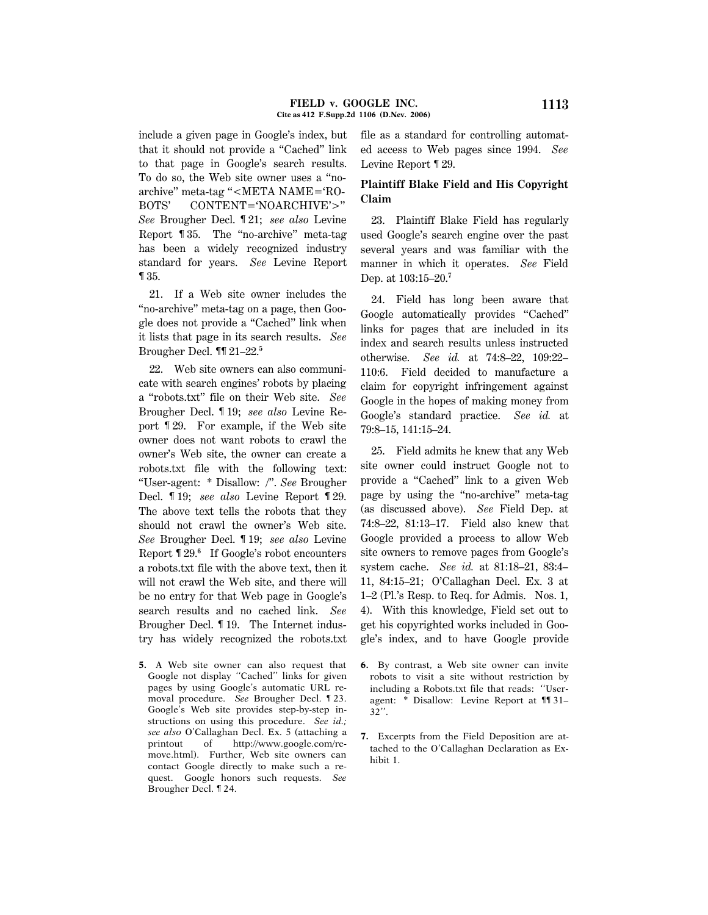include a given page in Google's index, but that it should not provide a "Cached" link to that page in Google's search results. To do so, the Web site owner uses a "no-archive" meta-tag "<META NAME='ROBOTS' CONTENT='NOARCHIVE'>" *See* Brougher Decl. ¶ 21; *see also* Levine Report ¶ 35. The "no-archive" meta-tag has been a widely recognized industry standard for years. *See* Levine Report ¶ 35.

21. If a Web site owner includes the "no-archive" meta-tag on a page, then Google does not provide a "Cached" link when it lists that page in its search results. *See* Brougher Decl. ¶¶ 21–22.[5]

22. Web site owners can also communicate with search engines' robots by placing a "robots.txt" file on their Web site. *See* Brougher Decl. ¶ 19; *see also* Levine Report ¶ 29. For example, if the Web site owner does not want robots to crawl the owner's Web site, the owner can create a robots.txt file with the following text: "User-agent: * Disallow: /". *See* Brougher Decl. ¶ 19; *see also* Levine Report ¶ 29. The above text tells the robots that they should not crawl the owner's Web site. *See* Brougher Decl. ¶ 19; *see also* Levine Report ¶ 29.[6] If Google's robot encounters a robots.txt file with the above text, then it will not crawl the Web site, and there will be no entry for that Web page in Google's search results and no cached link. *See* Brougher Decl. ¶ 19. The Internet industry has widely recognized the robots.txt file as a standard for controlling automated access to Web pages since 1994. *See* Levine Report ¶ 29.

**Plaintiff Blake Field and His Copyright Claim**

23. Plaintiff Blake Field has regularly used Google's search engine over the past several years and was familiar with the manner in which it operates. *See* Field Dep. at 103:15–20.[7]

24. Field has long been aware that Google automatically provides "Cached" links for pages that are included in its index and search results unless instructed otherwise. *See id.* at 74:8–22, 109:22–110:6. Field decided to manufacture a claim for copyright infringement against Google in the hopes of making money from Google's standard practice. *See id.* at 79:8–15, 141:15–24.

25. Field admits he knew that any Web site owner could instruct Google not to provide a "Cached" link to a given Web page by using the "no-archive" meta-tag (as discussed above). *See* Field Dep. at 74:8–22, 81:13–17. Field also knew that Google provided a process to allow Web site owners to remove pages from Google's system cache. *See id.* at 81:18–21, 83:4–11, 84:15–21; O'Callaghan Decl. Ex. 3 at 1–2 (Pl.'s Resp. to Req. for Admis. Nos. 1, 4). With this knowledge, Field set out to get his copyrighted works included in Google's index, and to have Google provide

---

5. A Web site owner can also request that Google not display "Cached" links for given pages by using Google's automatic URL removal procedure. *See* Brougher Decl. ¶ 23. Google's Web site provides step-by-step instructions on using this procedure. *See id.; see also* O'Callaghan Decl. Ex. 5 (attaching a printout of http://www.google.com/remove.html). Further, Web site owners can contact Google directly to make such a request. Google honors such requests. *See* Brougher Decl. ¶ 24.

6. By contrast, a Web site owner can invite robots to visit a site without restriction by including a Robots.txt file that reads: "User-agent: * Disallow: Levine Report at ¶¶ 31–32".

7. Excerpts from the Field Deposition are attached to the O'Callaghan Declaration as Exhibit 1.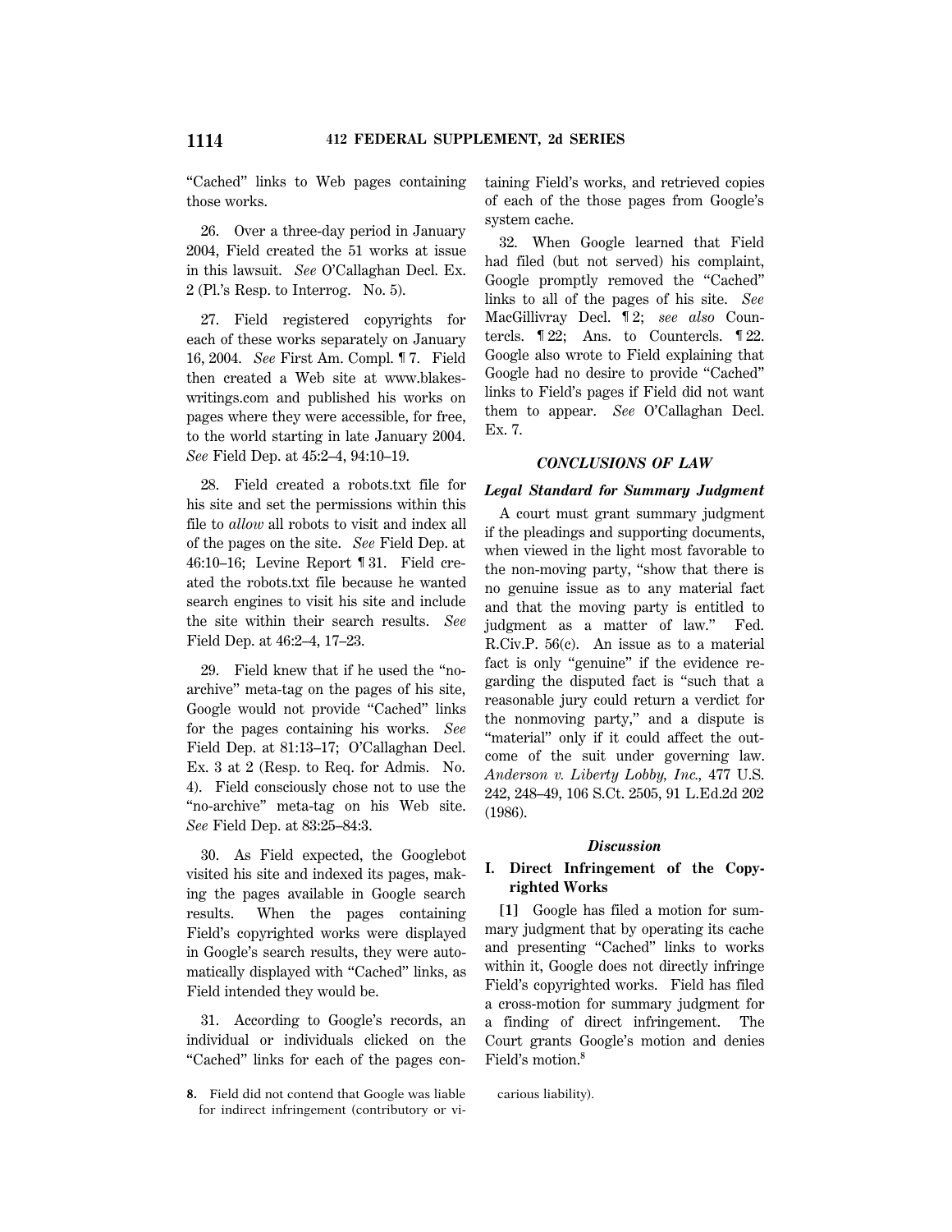"Cached" links to Web pages containing those works.

26. Over a three-day period in January 2004, Field created the 51 works at issue in this lawsuit. *See* O'Callaghan Decl. Ex. 2 (Pl.'s Resp. to Interrog. No. 5).

27. Field registered copyrights for each of these works separately on January 16, 2004. *See* First Am. Compl. ¶ 7. Field then created a Web site at www.blakeswritings.com and published his works on pages where they were accessible, for free, to the world starting in late January 2004. *See* Field Dep. at 45:2–4, 94:10–19.

28. Field created a robots.txt file for his site and set the permissions within this file to *allow* all robots to visit and index all of the pages on the site. *See* Field Dep. at 46:10–16; Levine Report ¶ 31. Field created the robots.txt file because he wanted search engines to visit his site and include the site within their search results. *See* Field Dep. at 46:2–4, 17–23.

29. Field knew that if he used the "no-archive" meta-tag on the pages of his site, Google would not provide "Cached" links for the pages containing his works. *See* Field Dep. at 81:13–17; O'Callaghan Decl. Ex. 3 at 2 (Resp. to Req. for Admis. No. 4). Field consciously chose not to use the "no-archive" meta-tag on his Web site. *See* Field Dep. at 83:25–84:3.

30. As Field expected, the Googlebot visited his site and indexed its pages, making the pages available in Google search results. When the pages containing Field's copyrighted works were displayed in Google's search results, they were automatically displayed with "Cached" links, as Field intended they would be.

31. According to Google's records, an individual or individuals clicked on the "Cached" links for each of the pages containing Field's works, and retrieved copies of each of the those pages from Google's system cache.

32. When Google learned that Field had filed (but not served) his complaint, Google promptly removed the "Cached" links to all of the pages of his site. *See* MacGillivray Decl. ¶ 2; *see also* Countercls. ¶ 22; Ans. to Countercls. ¶ 22. Google also wrote to Field explaining that Google had no desire to provide "Cached" links to Field's pages if Field did not want them to appear. *See* O'Callaghan Decl. Ex. 7.

## *CONCLUSIONS OF LAW*

### *Legal Standard for Summary Judgment*

A court must grant summary judgment if the pleadings and supporting documents, when viewed in the light most favorable to the non-moving party, "show that there is no genuine issue as to any material fact and that the moving party is entitled to judgment as a matter of law." Fed. R.Civ.P. 56(c). An issue as to a material fact is only "genuine" if the evidence regarding the disputed fact is "such that a reasonable jury could return a verdict for the nonmoving party," and a dispute is "material" only if it could affect the outcome of the suit under governing law. *Anderson v. Liberty Lobby, Inc.,* 477 U.S. 242, 248–49, 106 S.Ct. 2505, 91 L.Ed.2d 202 (1986).

### *Discussion*

### I. Direct Infringement of the Copyrighted Works

**[1]** Google has filed a motion for summary judgment that by operating its cache and presenting "Cached" links to works within it, Google does not directly infringe Field's copyrighted works. Field has filed a cross-motion for summary judgment for a finding of direct infringement. The Court grants Google's motion and denies Field's motion.[8]

8. Field did not contend that Google was liable for indirect infringement (contributory or vicarious liability).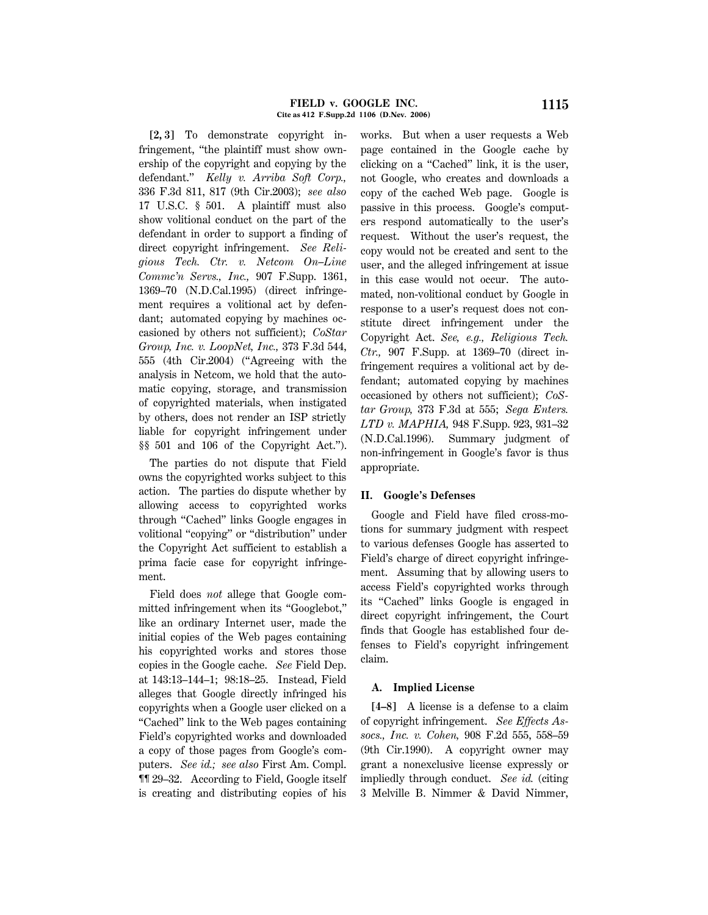**[2, 3]** To demonstrate copyright infringement, "the plaintiff must show ownership of the copyright and copying by the defendant." *Kelly v. Arriba Soft Corp.,* 336 F.3d 811, 817 (9th Cir.2003); *see also* 17 U.S.C. § 501. A plaintiff must also show volitional conduct on the part of the defendant in order to support a finding of direct copyright infringement. *See Religious Tech. Ctr. v. Netcom On–Line Commc'n Servs., Inc.,* 907 F.Supp. 1361, 1369–70 (N.D.Cal.1995) (direct infringement requires a volitional act by defendant; automated copying by machines occasioned by others not sufficient); *CoStar Group, Inc. v. LoopNet, Inc.,* 373 F.3d 544, 555 (4th Cir.2004) ("Agreeing with the analysis in Netcom, we hold that the automatic copying, storage, and transmission of copyrighted materials, when instigated by others, does not render an ISP strictly liable for copyright infringement under §§ 501 and 106 of the Copyright Act.").

The parties do not dispute that Field owns the copyrighted works subject to this action. The parties do dispute whether by allowing access to copyrighted works through "Cached" links Google engages in volitional "copying" or "distribution" under the Copyright Act sufficient to establish a prima facie case for copyright infringement.

Field does *not* allege that Google committed infringement when its "Googlebot," like an ordinary Internet user, made the initial copies of the Web pages containing his copyrighted works and stores those copies in the Google cache. *See* Field Dep. at 143:13–144–1; 98:18–25. Instead, Field alleges that Google directly infringed his copyrights when a Google user clicked on a "Cached" link to the Web pages containing Field's copyrighted works and downloaded a copy of those pages from Google's computers. *See id.; see also* First Am. Compl. ¶¶ 29–32. According to Field, Google itself is creating and distributing copies of his works. But when a user requests a Web page contained in the Google cache by clicking on a "Cached" link, it is the user, not Google, who creates and downloads a copy of the cached Web page. Google is passive in this process. Google's computers respond automatically to the user's request. Without the user's request, the copy would not be created and sent to the user, and the alleged infringement at issue in this case would not occur. The automated, non-volitional conduct by Google in response to a user's request does not constitute direct infringement under the Copyright Act. *See, e.g., Religious Tech. Ctr.,* 907 F.Supp. at 1369–70 (direct infringement requires a volitional act by defendant; automated copying by machines occasioned by others not sufficient); *CoStar Group,* 373 F.3d at 555; *Sega Enters. LTD v. MAPHIA,* 948 F.Supp. 923, 931–32 (N.D.Cal.1996). Summary judgment of non-infringement in Google's favor is thus appropriate.

## II. Google's Defenses

Google and Field have filed cross-motions for summary judgment with respect to various defenses Google has asserted to Field's charge of direct copyright infringement. Assuming that by allowing users to access Field's copyrighted works through its "Cached" links Google is engaged in direct copyright infringement, the Court finds that Google has established four defenses to Field's copyright infringement claim.

### A. Implied License

**[4–8]** A license is a defense to a claim of copyright infringement. *See Effects Assocs., Inc. v. Cohen,* 908 F.2d 555, 558–59 (9th Cir.1990). A copyright owner may grant a nonexclusive license expressly or impliedly through conduct. *See id.* (citing 3 Melville B. Nimmer & David Nimmer,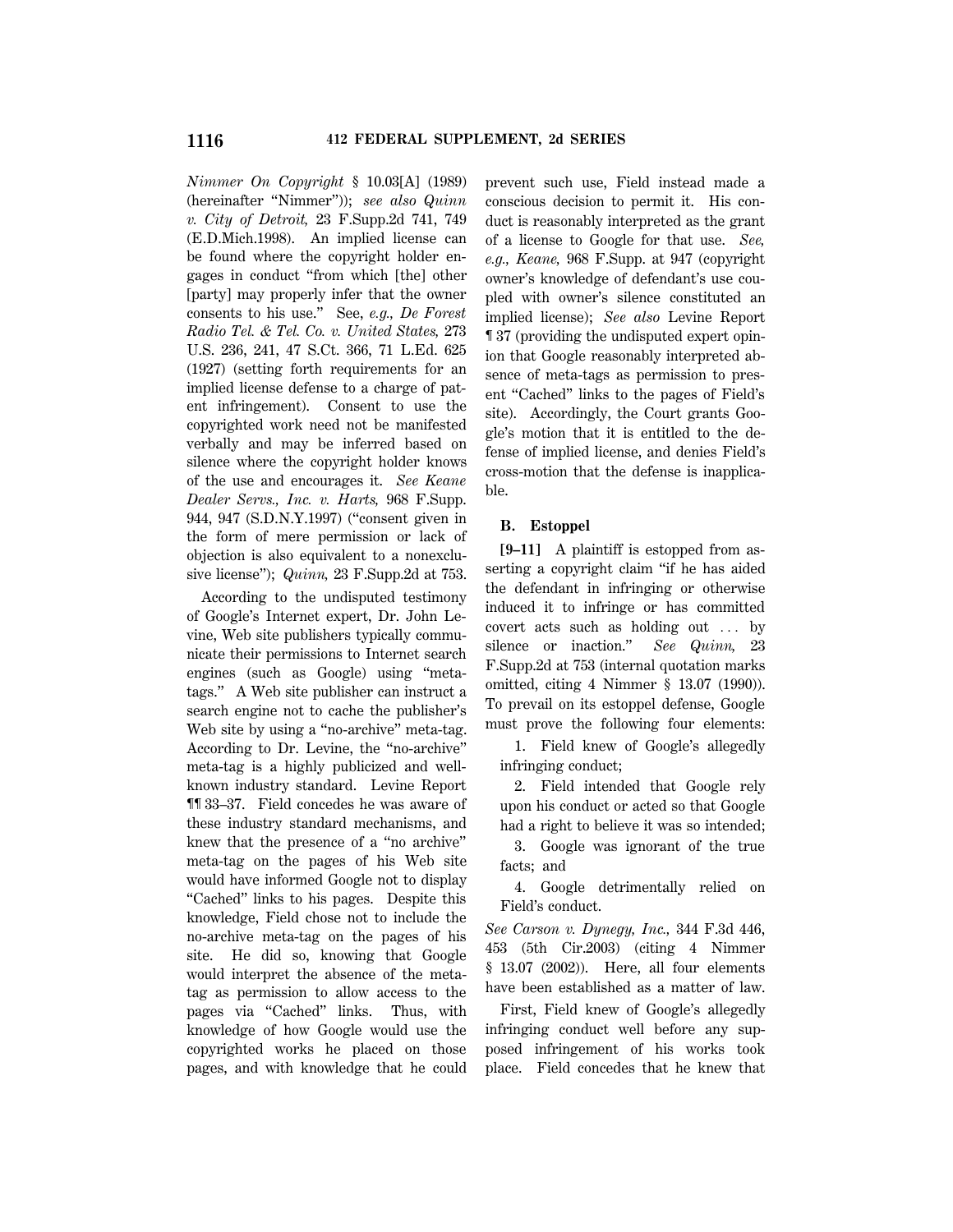*Nimmer On Copyright* § 10.03[A] (1989) (hereinafter "Nimmer")); *see also Quinn v. City of Detroit,* 23 F.Supp.2d 741, 749 (E.D.Mich.1998). An implied license can be found where the copyright holder engages in conduct "from which [the] other [party] may properly infer that the owner consents to his use." See, *e.g., De Forest Radio Tel. & Tel. Co. v. United States,* 273 U.S. 236, 241, 47 S.Ct. 366, 71 L.Ed. 625 (1927) (setting forth requirements for an implied license defense to a charge of patent infringement). Consent to use the copyrighted work need not be manifested verbally and may be inferred based on silence where the copyright holder knows of the use and encourages it. *See Keane Dealer Servs., Inc. v. Harts,* 968 F.Supp. 944, 947 (S.D.N.Y.1997) ("consent given in the form of mere permission or lack of objection is also equivalent to a nonexclusive license"); *Quinn,* 23 F.Supp.2d at 753.

According to the undisputed testimony of Google's Internet expert, Dr. John Levine, Web site publishers typically communicate their permissions to Internet search engines (such as Google) using "meta-tags." A Web site publisher can instruct a search engine not to cache the publisher's Web site by using a "no-archive" meta-tag. According to Dr. Levine, the "no-archive" meta-tag is a highly publicized and well-known industry standard. Levine Report ¶¶ 33–37. Field concedes he was aware of these industry standard mechanisms, and knew that the presence of a "no archive" meta-tag on the pages of his Web site would have informed Google not to display "Cached" links to his pages. Despite this knowledge, Field chose not to include the no-archive meta-tag on the pages of his site. He did so, knowing that Google would interpret the absence of the meta-tag as permission to allow access to the pages via "Cached" links. Thus, with knowledge of how Google would use the copyrighted works he placed on those pages, and with knowledge that he could prevent such use, Field instead made a conscious decision to permit it. His conduct is reasonably interpreted as the grant of a license to Google for that use. *See, e.g., Keane,* 968 F.Supp. at 947 (copyright owner's knowledge of defendant's use coupled with owner's silence constituted an implied license); *See also* Levine Report ¶ 37 (providing the undisputed expert opinion that Google reasonably interpreted absence of meta-tags as permission to present "Cached" links to the pages of Field's site). Accordingly, the Court grants Google's motion that it is entitled to the defense of implied license, and denies Field's cross-motion that the defense is inapplicable.

### B. Estoppel

**[9–11]** A plaintiff is estopped from asserting a copyright claim "if he has aided the defendant in infringing or otherwise induced it to infringe or has committed covert acts such as holding out ... by silence or inaction." *See Quinn,* 23 F.Supp.2d at 753 (internal quotation marks omitted, citing 4 Nimmer § 13.07 (1990)). To prevail on its estoppel defense, Google must prove the following four elements:

1. Field knew of Google's allegedly infringing conduct;
2. Field intended that Google rely upon his conduct or acted so that Google had a right to believe it was so intended;
3. Google was ignorant of the true facts; and
4. Google detrimentally relied on Field's conduct.

*See Carson v. Dynegy, Inc.,* 344 F.3d 446, 453 (5th Cir.2003) (citing 4 Nimmer § 13.07 (2002)). Here, all four elements have been established as a matter of law.

First, Field knew of Google's allegedly infringing conduct well before any supposed infringement of his works took place. Field concedes that he knew that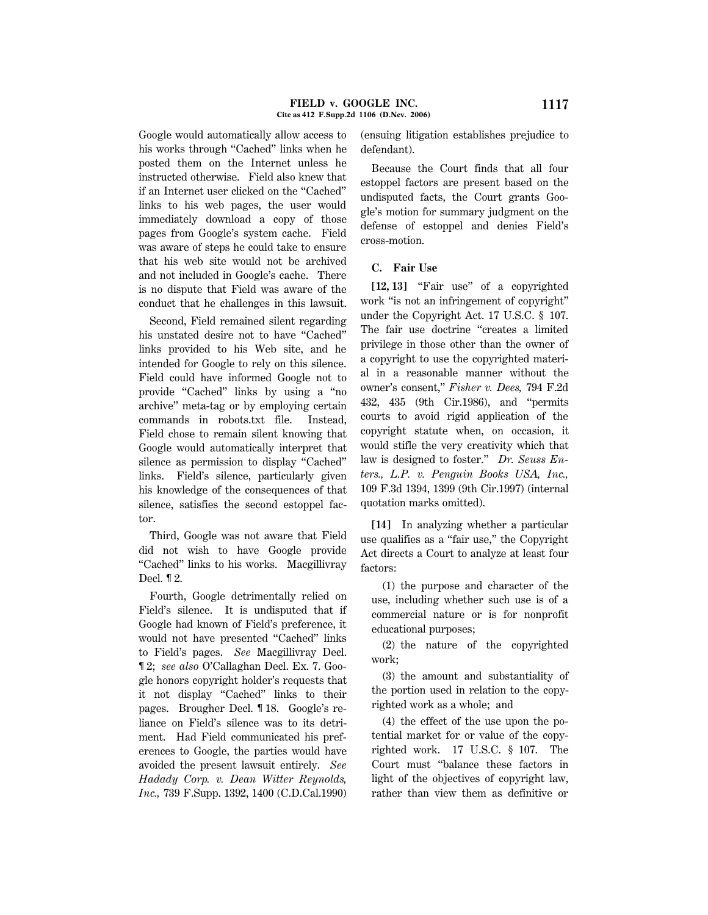Google would automatically allow access to his works through "Cached" links when he posted them on the Internet unless he instructed otherwise. Field also knew that if an Internet user clicked on the "Cached" links to his web pages, the user would immediately download a copy of those pages from Google's system cache. Field was aware of steps he could take to ensure that his web site would not be archived and not included in Google's cache. There is no dispute that Field was aware of the conduct that he challenges in this lawsuit.

Second, Field remained silent regarding his unstated desire not to have "Cached" links provided to his Web site, and he intended for Google to rely on this silence. Field could have informed Google not to provide "Cached" links by using a "no archive" meta-tag or by employing certain commands in robots.txt file. Instead, Field chose to remain silent knowing that Google would automatically interpret that silence as permission to display "Cached" links. Field's silence, particularly given his knowledge of the consequences of that silence, satisfies the second estoppel factor.

Third, Google was not aware that Field did not wish to have Google provide "Cached" links to his works. Macgillivray Decl. ¶ 2.

Fourth, Google detrimentally relied on Field's silence. It is undisputed that if Google had known of Field's preference, it would not have presented "Cached" links to Field's pages. *See* Macgillivray Decl. ¶ 2; *see also* O'Callaghan Decl. Ex. 7. Google honors copyright holder's requests that it not display "Cached" links to their pages. Brougher Decl. ¶ 18. Google's reliance on Field's silence was to its detriment. Had Field communicated his preferences to Google, the parties would have avoided the present lawsuit entirely. *See Hadady Corp. v. Dean Witter Reynolds, Inc.,* 739 F.Supp. 1392, 1400 (C.D.Cal.1990) (ensuing litigation establishes prejudice to defendant).

Because the Court finds that all four estoppel factors are present based on the undisputed facts, the Court grants Google's motion for summary judgment on the defense of estoppel and denies Field's cross-motion.

### C. Fair Use

**[12, 13]** "Fair use" of a copyrighted work "is not an infringement of copyright" under the Copyright Act. 17 U.S.C. § 107. The fair use doctrine "creates a limited privilege in those other than the owner of a copyright to use the copyrighted material in a reasonable manner without the owner's consent," *Fisher v. Dees,* 794 F.2d 432, 435 (9th Cir.1986), and "permits courts to avoid rigid application of the copyright statute when, on occasion, it would stifle the very creativity which that law is designed to foster." *Dr. Seuss Enters., L.P. v. Penguin Books USA, Inc.,* 109 F.3d 1394, 1399 (9th Cir.1997) (internal quotation marks omitted).

**[14]** In analyzing whether a particular use qualifies as a "fair use," the Copyright Act directs a Court to analyze at least four factors:

> (1) the purpose and character of the use, including whether such use is of a commercial nature or is for nonprofit educational purposes;
>
> (2) the nature of the copyrighted work;
>
> (3) the amount and substantiality of the portion used in relation to the copyrighted work as a whole; and
>
> (4) the effect of the use upon the potential market for or value of the copyrighted work. 17 U.S.C. § 107. The Court must "balance these factors in light of the objectives of copyright law, rather than view them as definitive or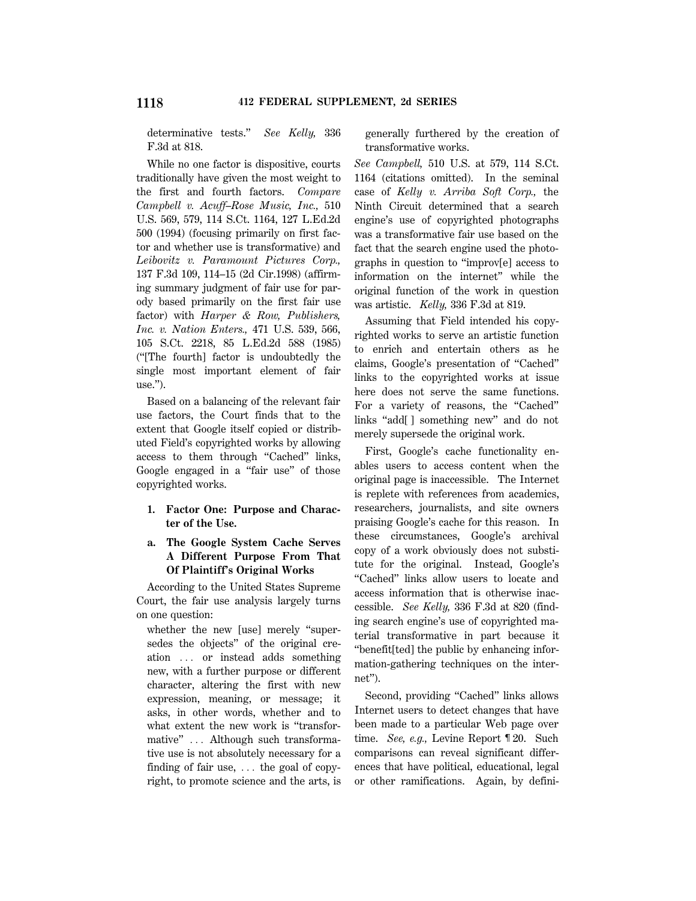determinative tests." *See Kelly,* 336 F.3d at 818.

While no one factor is dispositive, courts traditionally have given the most weight to the first and fourth factors. *Compare Campbell v. Acuff–Rose Music, Inc.,* 510 U.S. 569, 579, 114 S.Ct. 1164, 127 L.Ed.2d 500 (1994) (focusing primarily on first factor and whether use is transformative) and *Leibovitz v. Paramount Pictures Corp.,* 137 F.3d 109, 114–15 (2d Cir.1998) (affirming summary judgment of fair use for parody based primarily on the first fair use factor) with *Harper & Row, Publishers, Inc. v. Nation Enters.,* 471 U.S. 539, 566, 105 S.Ct. 2218, 85 L.Ed.2d 588 (1985) ("[The fourth] factor is undoubtedly the single most important element of fair use.").

Based on a balancing of the relevant fair use factors, the Court finds that to the extent that Google itself copied or distributed Field's copyrighted works by allowing access to them through "Cached" links, Google engaged in a "fair use" of those copyrighted works.

**1. Factor One: Purpose and Character of the Use.**

**a. The Google System Cache Serves A Different Purpose From That Of Plaintiff's Original Works**

According to the United States Supreme Court, the fair use analysis largely turns on one question:

> whether the new [use] merely "supersedes the objects" of the original creation ... or instead adds something new, with a further purpose or different character, altering the first with new expression, meaning, or message; it asks, in other words, whether and to what extent the new work is "transformative" ... Although such transformative use is not absolutely necessary for a finding of fair use, ... the goal of copyright, to promote science and the arts, is generally furthered by the creation of transformative works.

*See Campbell,* 510 U.S. at 579, 114 S.Ct. 1164 (citations omitted). In the seminal case of *Kelly v. Arriba Soft Corp.,* the Ninth Circuit determined that a search engine's use of copyrighted photographs was a transformative fair use based on the fact that the search engine used the photographs in question to "improv[e] access to information on the internet" while the original function of the work in question was artistic. *Kelly,* 336 F.3d at 819.

Assuming that Field intended his copyrighted works to serve an artistic function to enrich and entertain others as he claims, Google's presentation of "Cached" links to the copyrighted works at issue here does not serve the same functions. For a variety of reasons, the "Cached" links "add[ ] something new" and do not merely supersede the original work.

First, Google's cache functionality enables users to access content when the original page is inaccessible. The Internet is replete with references from academics, researchers, journalists, and site owners praising Google's cache for this reason. In these circumstances, Google's archival copy of a work obviously does not substitute for the original. Instead, Google's "Cached" links allow users to locate and access information that is otherwise inaccessible. *See Kelly,* 336 F.3d at 820 (finding search engine's use of copyrighted material transformative in part because it "benefit[ted] the public by enhancing information-gathering techniques on the internet").

Second, providing "Cached" links allows Internet users to detect changes that have been made to a particular Web page over time. *See, e.g.,* Levine Report ¶ 20. Such comparisons can reveal significant differences that have political, educational, legal or other ramifications. Again, by defini-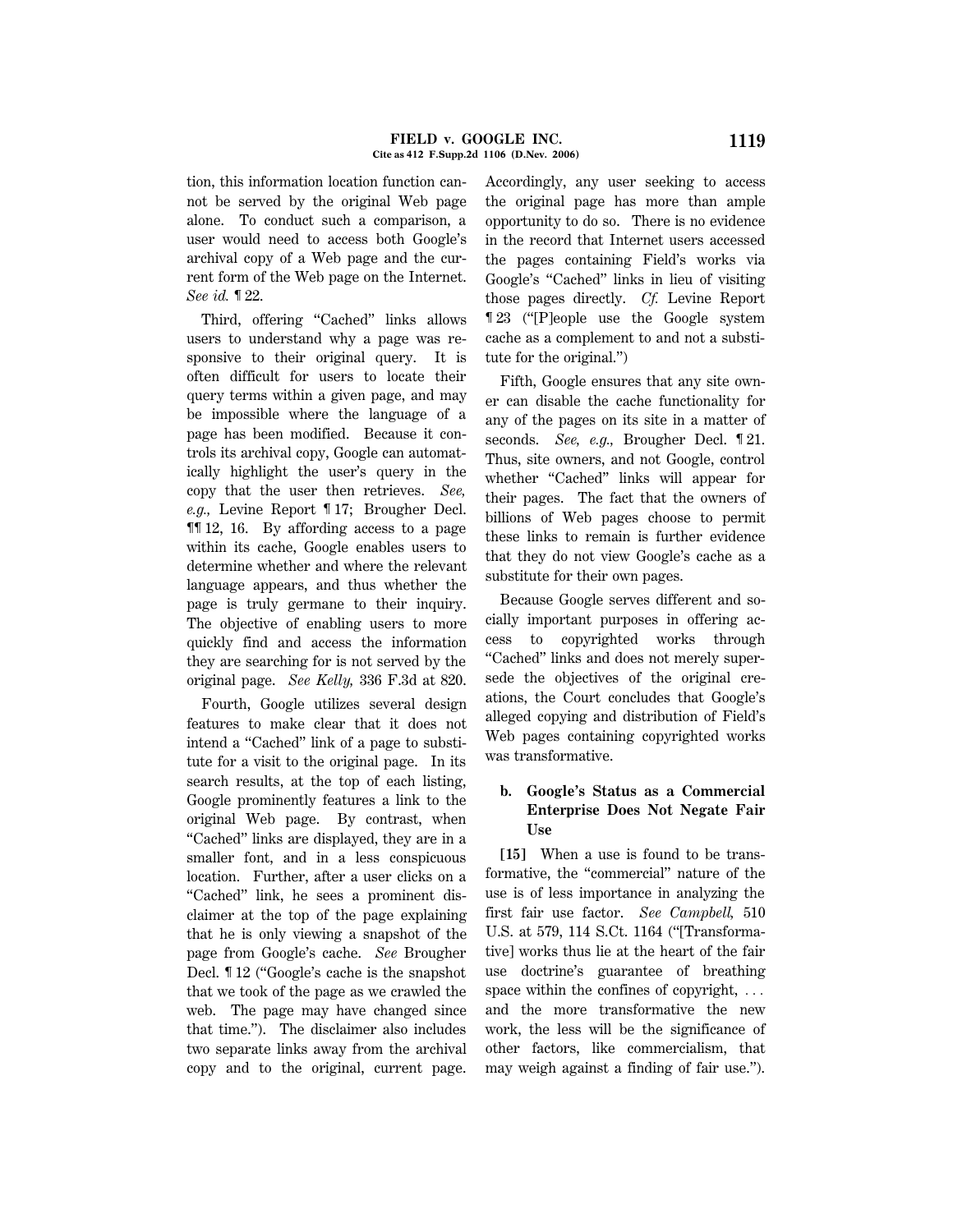tion, this information location function cannot be served by the original Web page alone. To conduct such a comparison, a user would need to access both Google's archival copy of a Web page and the current form of the Web page on the Internet. *See id.* ¶ 22.

Third, offering "Cached" links allows users to understand why a page was responsive to their original query. It is often difficult for users to locate their query terms within a given page, and may be impossible where the language of a page has been modified. Because it controls its archival copy, Google can automatically highlight the user's query in the copy that the user then retrieves. *See, e.g.,* Levine Report ¶ 17; Brougher Decl. ¶¶ 12, 16. By affording access to a page within its cache, Google enables users to determine whether and where the relevant language appears, and thus whether the page is truly germane to their inquiry. The objective of enabling users to more quickly find and access the information they are searching for is not served by the original page. *See Kelly,* 336 F.3d at 820.

Fourth, Google utilizes several design features to make clear that it does not intend a "Cached" link of a page to substitute for a visit to the original page. In its search results, at the top of each listing, Google prominently features a link to the original Web page. By contrast, when "Cached" links are displayed, they are in a smaller font, and in a less conspicuous location. Further, after a user clicks on a "Cached" link, he sees a prominent disclaimer at the top of the page explaining that he is only viewing a snapshot of the page from Google's cache. *See* Brougher Decl. ¶ 12 ("Google's cache is the snapshot that we took of the page as we crawled the web. The page may have changed since that time."). The disclaimer also includes two separate links away from the archival copy and to the original, current page. Accordingly, any user seeking to access the original page has more than ample opportunity to do so. There is no evidence in the record that Internet users accessed the pages containing Field's works via Google's "Cached" links in lieu of visiting those pages directly. *Cf.* Levine Report ¶ 23 ("[P]eople use the Google system cache as a complement to and not a substitute for the original.")

Fifth, Google ensures that any site owner can disable the cache functionality for any of the pages on its site in a matter of seconds. *See, e.g.,* Brougher Decl. ¶ 21. Thus, site owners, and not Google, control whether "Cached" links will appear for their pages. The fact that the owners of billions of Web pages choose to permit these links to remain is further evidence that they do not view Google's cache as a substitute for their own pages.

Because Google serves different and socially important purposes in offering access to copyrighted works through "Cached" links and does not merely supersede the objectives of the original creations, the Court concludes that Google's alleged copying and distribution of Field's Web pages containing copyrighted works was transformative.

### b. Google's Status as a Commercial Enterprise Does Not Negate Fair Use

**[15]** When a use is found to be transformative, the "commercial" nature of the use is of less importance in analyzing the first fair use factor. *See Campbell,* 510 U.S. at 579, 114 S.Ct. 1164 ("[Transformative] works thus lie at the heart of the fair use doctrine's guarantee of breathing space within the confines of copyright, . . . and the more transformative the new work, the less will be the significance of other factors, like commercialism, that may weigh against a finding of fair use.").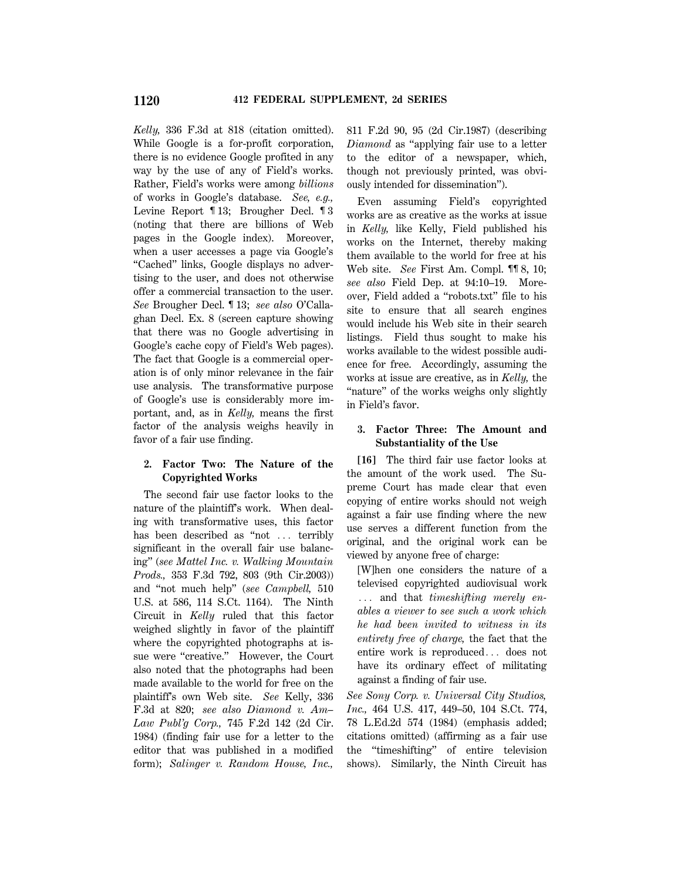*Kelly,* 336 F.3d at 818 (citation omitted). While Google is a for-profit corporation, there is no evidence Google profited in any way by the use of any of Field's works. Rather, Field's works were among *billions* of works in Google's database. *See, e.g.,* Levine Report ¶ 13; Brougher Decl. ¶ 3 (noting that there are billions of Web pages in the Google index). Moreover, when a user accesses a page via Google's "Cached" links, Google displays no advertising to the user, and does not otherwise offer a commercial transaction to the user. *See* Brougher Decl. ¶ 13; *see also* O'Callaghan Decl. Ex. 8 (screen capture showing that there was no Google advertising in Google's cache copy of Field's Web pages). The fact that Google is a commercial operation is of only minor relevance in the fair use analysis. The transformative purpose of Google's use is considerably more important, and, as in *Kelly,* means the first factor of the analysis weighs heavily in favor of a fair use finding.

### 2. Factor Two: The Nature of the Copyrighted Works

The second fair use factor looks to the nature of the plaintiff's work. When dealing with transformative uses, this factor has been described as "not ... terribly significant in the overall fair use balancing" (*see Mattel Inc. v. Walking Mountain Prods.,* 353 F.3d 792, 803 (9th Cir.2003)) and "not much help" (*see Campbell,* 510 U.S. at 586, 114 S.Ct. 1164). The Ninth Circuit in *Kelly* ruled that this factor weighed slightly in favor of the plaintiff where the copyrighted photographs at issue were "creative." However, the Court also noted that the photographs had been made available to the world for free on the plaintiff's own Web site. *See* Kelly, 336 F.3d at 820; *see also Diamond v. Am–Law Publ'g Corp.,* 745 F.2d 142 (2d Cir. 1984) (finding fair use for a letter to the editor that was published in a modified form); *Salinger v. Random House, Inc.,* 811 F.2d 90, 95 (2d Cir.1987) (describing *Diamond* as "applying fair use to a letter to the editor of a newspaper, which, though not previously printed, was obviously intended for dissemination").

Even assuming Field's copyrighted works are as creative as the works at issue in *Kelly,* like Kelly, Field published his works on the Internet, thereby making them available to the world for free at his Web site. *See* First Am. Compl. ¶¶ 8, 10; *see also* Field Dep. at 94:10–19. Moreover, Field added a "robots.txt" file to his site to ensure that all search engines would include his Web site in their search listings. Field thus sought to make his works available to the widest possible audience for free. Accordingly, assuming the works at issue are creative, as in *Kelly,* the "nature" of the works weighs only slightly in Field's favor.

### 3. Factor Three: The Amount and Substantiality of the Use

**[16]** The third fair use factor looks at the amount of the work used. The Supreme Court has made clear that even copying of entire works should not weigh against a fair use finding where the new use serves a different function from the original, and the original work can be viewed by anyone free of charge:

> [W]hen one considers the nature of a televised copyrighted audiovisual work ... and that *timeshifting merely enables a viewer to see such a work which he had been invited to witness in its entirety free of charge,* the fact that the entire work is reproduced... does not have its ordinary effect of militating against a finding of fair use.

*See Sony Corp. v. Universal City Studios, Inc.,* 464 U.S. 417, 449–50, 104 S.Ct. 774, 78 L.Ed.2d 574 (1984) (emphasis added; citations omitted) (affirming as a fair use the "timeshifting" of entire television shows). Similarly, the Ninth Circuit has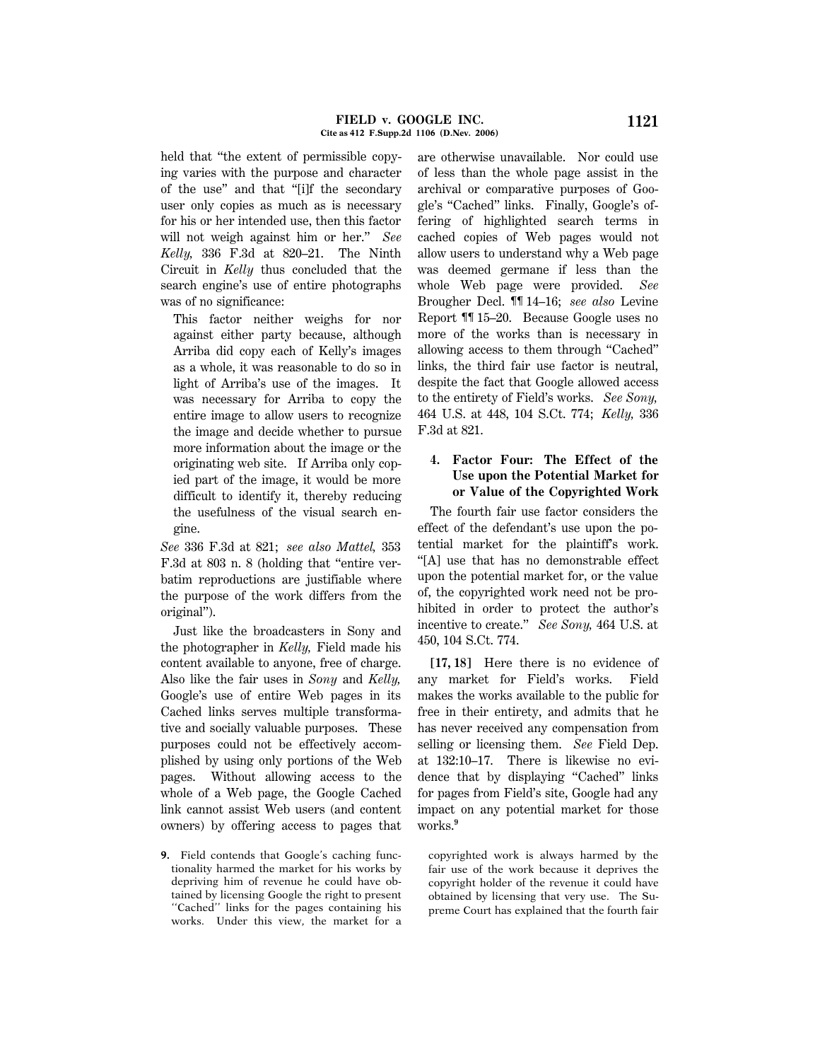held that "the extent of permissible copying varies with the purpose and character of the use" and that "[i]f the secondary user only copies as much as is necessary for his or her intended use, then this factor will not weigh against him or her." *See Kelly,* 336 F.3d at 820–21. The Ninth Circuit in *Kelly* thus concluded that the search engine's use of entire photographs was of no significance:

> This factor neither weighs for nor against either party because, although Arriba did copy each of Kelly's images as a whole, it was reasonable to do so in light of Arriba's use of the images. It was necessary for Arriba to copy the entire image to allow users to recognize the image and decide whether to pursue more information about the image or the originating web site. If Arriba only copied part of the image, it would be more difficult to identify it, thereby reducing the usefulness of the visual search engine.

*See* 336 F.3d at 821; *see also Mattel,* 353 F.3d at 803 n. 8 (holding that "entire verbatim reproductions are justifiable where the purpose of the work differs from the original").

Just like the broadcasters in Sony and the photographer in *Kelly,* Field made his content available to anyone, free of charge. Also like the fair uses in *Sony* and *Kelly,* Google's use of entire Web pages in its Cached links serves multiple transformative and socially valuable purposes. These purposes could not be effectively accomplished by using only portions of the Web pages. Without allowing access to the whole of a Web page, the Google Cached link cannot assist Web users (and content owners) by offering access to pages that are otherwise unavailable. Nor could use of less than the whole page assist in the archival or comparative purposes of Google's "Cached" links. Finally, Google's offering of highlighted search terms in cached copies of Web pages would not allow users to understand why a Web page was deemed germane if less than the whole Web page were provided. *See* Brougher Decl. ¶¶ 14–16; *see also* Levine Report ¶¶ 15–20. Because Google uses no more of the works than is necessary in allowing access to them through "Cached" links, the third fair use factor is neutral, despite the fact that Google allowed access to the entirety of Field's works. *See Sony,* 464 U.S. at 448, 104 S.Ct. 774; *Kelly,* 336 F.3d at 821.

### 4. Factor Four: The Effect of the Use upon the Potential Market for or Value of the Copyrighted Work

The fourth fair use factor considers the effect of the defendant's use upon the potential market for the plaintiff's work. "[A] use that has no demonstrable effect upon the potential market for, or the value of, the copyrighted work need not be prohibited in order to protect the author's incentive to create." *See Sony,* 464 U.S. at 450, 104 S.Ct. 774.

**[17, 18]** Here there is no evidence of any market for Field's works. Field makes the works available to the public for free in their entirety, and admits that he has never received any compensation from selling or licensing them. *See* Field Dep. at 132:10–17. There is likewise no evidence that by displaying "Cached" links for pages from Field's site, Google had any impact on any potential market for those works.[9]

---

9. Field contends that Google's caching functionality harmed the market for his works by depriving him of revenue he could have obtained by licensing Google the right to present "Cached" links for the pages containing his works. Under this view, the market for a copyrighted work is always harmed by the fair use of the work because it deprives the copyright holder of the revenue it could have obtained by licensing that very use. The Supreme Court has explained that the fourth fair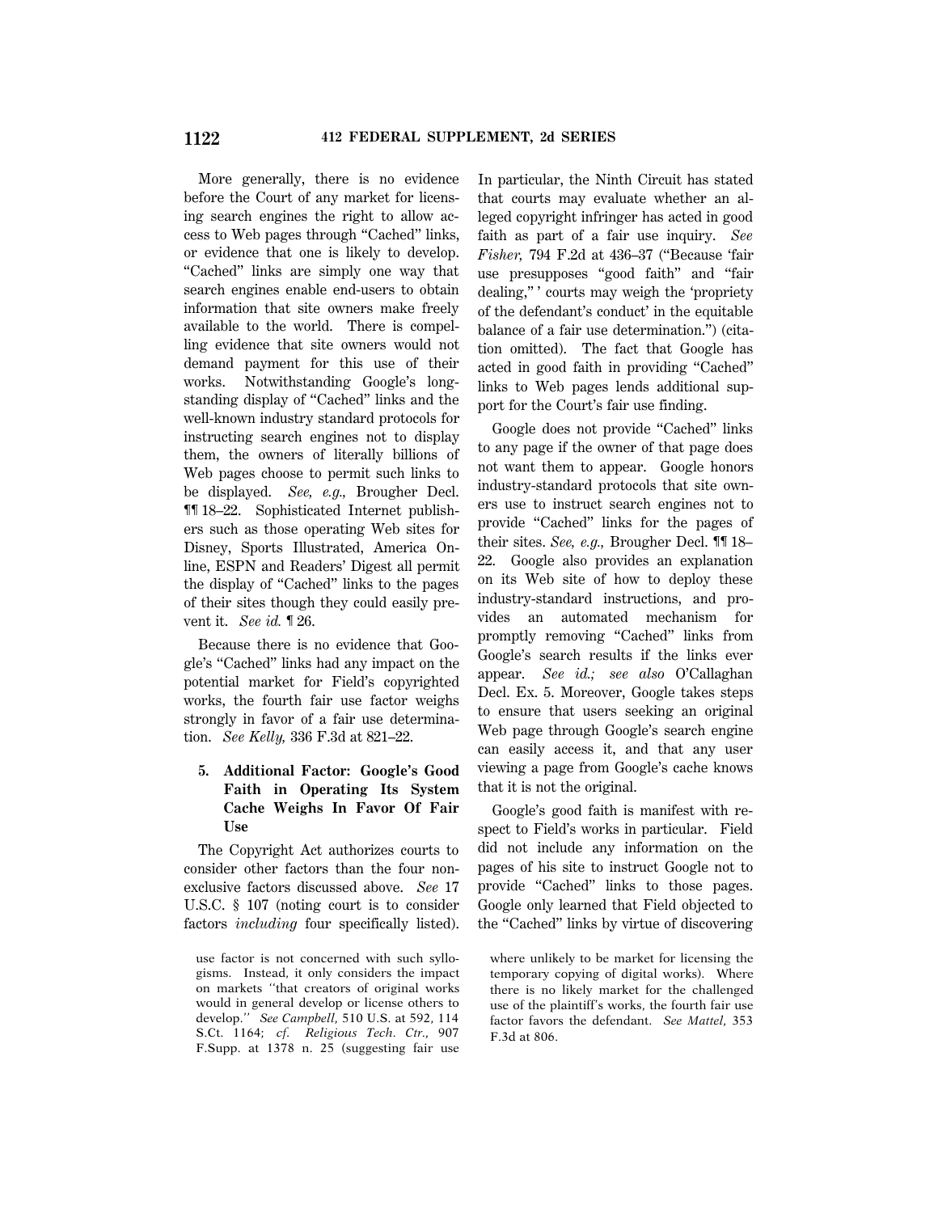More generally, there is no evidence before the Court of any market for licensing search engines the right to allow access to Web pages through "Cached" links, or evidence that one is likely to develop. "Cached" links are simply one way that search engines enable end-users to obtain information that site owners make freely available to the world. There is compelling evidence that site owners would not demand payment for this use of their works. Notwithstanding Google's longstanding display of "Cached" links and the well-known industry standard protocols for instructing search engines not to display them, the owners of literally billions of Web pages choose to permit such links to be displayed. *See, e.g.,* Brougher Decl. ¶¶ 18–22. Sophisticated Internet publishers such as those operating Web sites for Disney, Sports Illustrated, America Online, ESPN and Readers' Digest all permit the display of "Cached" links to the pages of their sites though they could easily prevent it. *See id.* ¶ 26.

Because there is no evidence that Google's "Cached" links had any impact on the potential market for Field's copyrighted works, the fourth fair use factor weighs strongly in favor of a fair use determination. *See Kelly,* 336 F.3d at 821–22.

### 5. Additional Factor: Google's Good Faith in Operating Its System Cache Weighs In Favor Of Fair Use

The Copyright Act authorizes courts to consider other factors than the four nonexclusive factors discussed above. *See* 17 U.S.C. § 107 (noting court is to consider factors *including* four specifically listed). In particular, the Ninth Circuit has stated that courts may evaluate whether an alleged copyright infringer has acted in good faith as part of a fair use inquiry. *See Fisher,* 794 F.2d at 436–37 ("Because 'fair use presupposes "good faith" and "fair dealing,"' courts may weigh the 'propriety of the defendant's conduct' in the equitable balance of a fair use determination.") (citation omitted). The fact that Google has acted in good faith in providing "Cached" links to Web pages lends additional support for the Court's fair use finding.

Google does not provide "Cached" links to any page if the owner of that page does not want them to appear. Google honors industry-standard protocols that site owners use to instruct search engines not to provide "Cached" links for the pages of their sites. *See, e.g.,* Brougher Decl. ¶¶ 18–22. Google also provides an explanation on its Web site of how to deploy these industry-standard instructions, and provides an automated mechanism for promptly removing "Cached" links from Google's search results if the links ever appear. *See id.; see also* O'Callaghan Decl. Ex. 5. Moreover, Google takes steps to ensure that users seeking an original Web page through Google's search engine can easily access it, and that any user viewing a page from Google's cache knows that it is not the original.

Google's good faith is manifest with respect to Field's works in particular. Field did not include any information on the pages of his site to instruct Google not to provide "Cached" links to those pages. Google only learned that Field objected to the "Cached" links by virtue of discovering

---

use factor is not concerned with such syllogisms. Instead, it only considers the impact on markets "that creators of original works would in general develop or license others to develop." *See Campbell,* 510 U.S. at 592, 114 S.Ct. 1164; *cf. Religious Tech. Ctr.,* 907 F.Supp. at 1378 n. 25 (suggesting fair use where unlikely to be market for licensing the temporary copying of digital works). Where there is no likely market for the challenged use of the plaintiff's works, the fourth fair use factor favors the defendant. *See Mattel,* 353 F.3d at 806.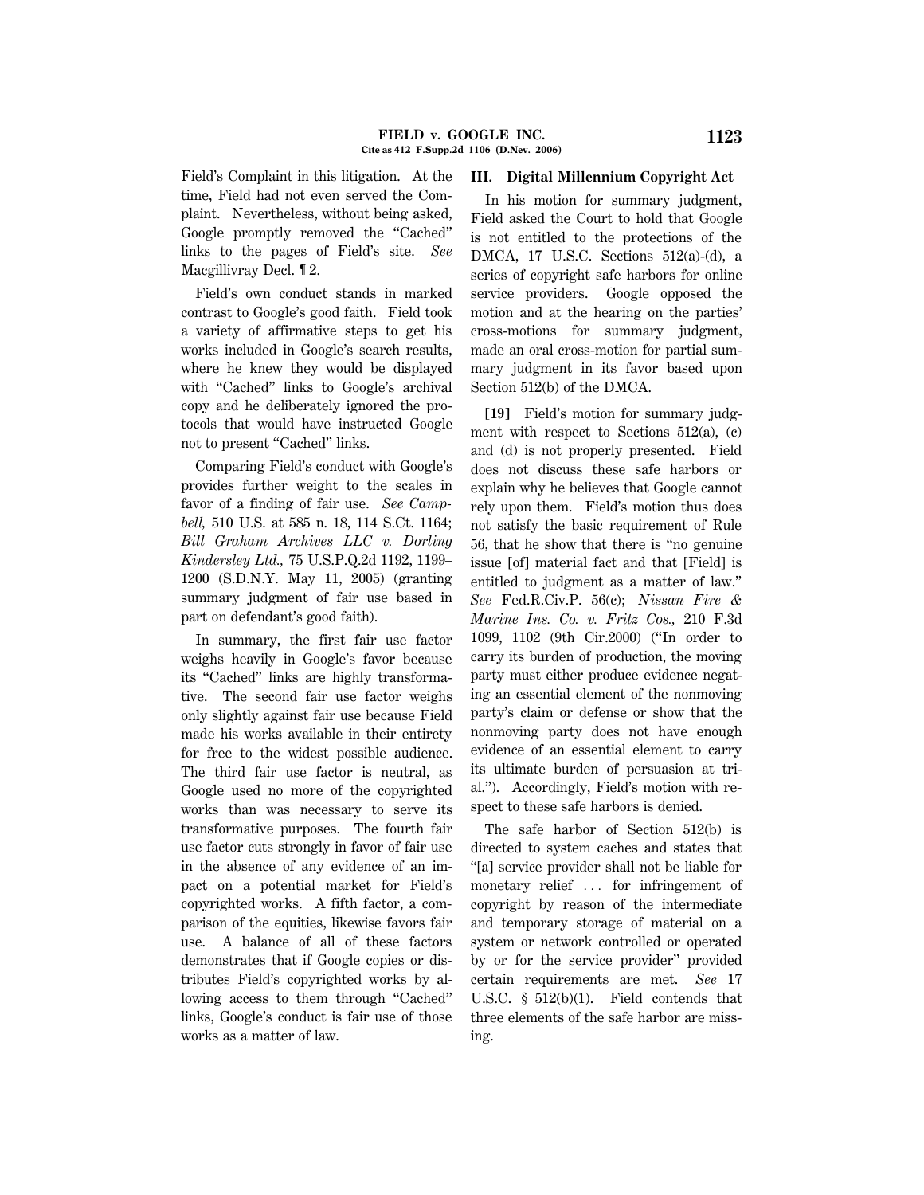Field's Complaint in this litigation. At the time, Field had not even served the Complaint. Nevertheless, without being asked, Google promptly removed the "Cached" links to the pages of Field's site. *See* Macgillivray Decl. ¶ 2.

Field's own conduct stands in marked contrast to Google's good faith. Field took a variety of affirmative steps to get his works included in Google's search results, where he knew they would be displayed with "Cached" links to Google's archival copy and he deliberately ignored the protocols that would have instructed Google not to present "Cached" links.

Comparing Field's conduct with Google's provides further weight to the scales in favor of a finding of fair use. *See Campbell,* 510 U.S. at 585 n. 18, 114 S.Ct. 1164; *Bill Graham Archives LLC v. Dorling Kindersley Ltd.,* 75 U.S.P.Q.2d 1192, 1199–1200 (S.D.N.Y. May 11, 2005) (granting summary judgment of fair use based in part on defendant's good faith).

In summary, the first fair use factor weighs heavily in Google's favor because its "Cached" links are highly transformative. The second fair use factor weighs only slightly against fair use because Field made his works available in their entirety for free to the widest possible audience. The third fair use factor is neutral, as Google used no more of the copyrighted works than was necessary to serve its transformative purposes. The fourth fair use factor cuts strongly in favor of fair use in the absence of any evidence of an impact on a potential market for Field's copyrighted works. A fifth factor, a comparison of the equities, likewise favors fair use. A balance of all of these factors demonstrates that if Google copies or distributes Field's copyrighted works by allowing access to them through "Cached" links, Google's conduct is fair use of those works as a matter of law.

## III. Digital Millennium Copyright Act

In his motion for summary judgment, Field asked the Court to hold that Google is not entitled to the protections of the DMCA, 17 U.S.C. Sections 512(a)-(d), a series of copyright safe harbors for online service providers. Google opposed the motion and at the hearing on the parties' cross-motions for summary judgment, made an oral cross-motion for partial summary judgment in its favor based upon Section 512(b) of the DMCA.

**[19]** Field's motion for summary judgment with respect to Sections 512(a), (c) and (d) is not properly presented. Field does not discuss these safe harbors or explain why he believes that Google cannot rely upon them. Field's motion thus does not satisfy the basic requirement of Rule 56, that he show that there is "no genuine issue [of] material fact and that [Field] is entitled to judgment as a matter of law." *See* Fed.R.Civ.P. 56(c); *Nissan Fire & Marine Ins. Co. v. Fritz Cos.,* 210 F.3d 1099, 1102 (9th Cir.2000) ("In order to carry its burden of production, the moving party must either produce evidence negating an essential element of the nonmoving party's claim or defense or show that the nonmoving party does not have enough evidence of an essential element to carry its ultimate burden of persuasion at trial."). Accordingly, Field's motion with respect to these safe harbors is denied.

The safe harbor of Section 512(b) is directed to system caches and states that "[a] service provider shall not be liable for monetary relief ... for infringement of copyright by reason of the intermediate and temporary storage of material on a system or network controlled or operated by or for the service provider" provided certain requirements are met. *See* 17 U.S.C. § 512(b)(1). Field contends that three elements of the safe harbor are missing.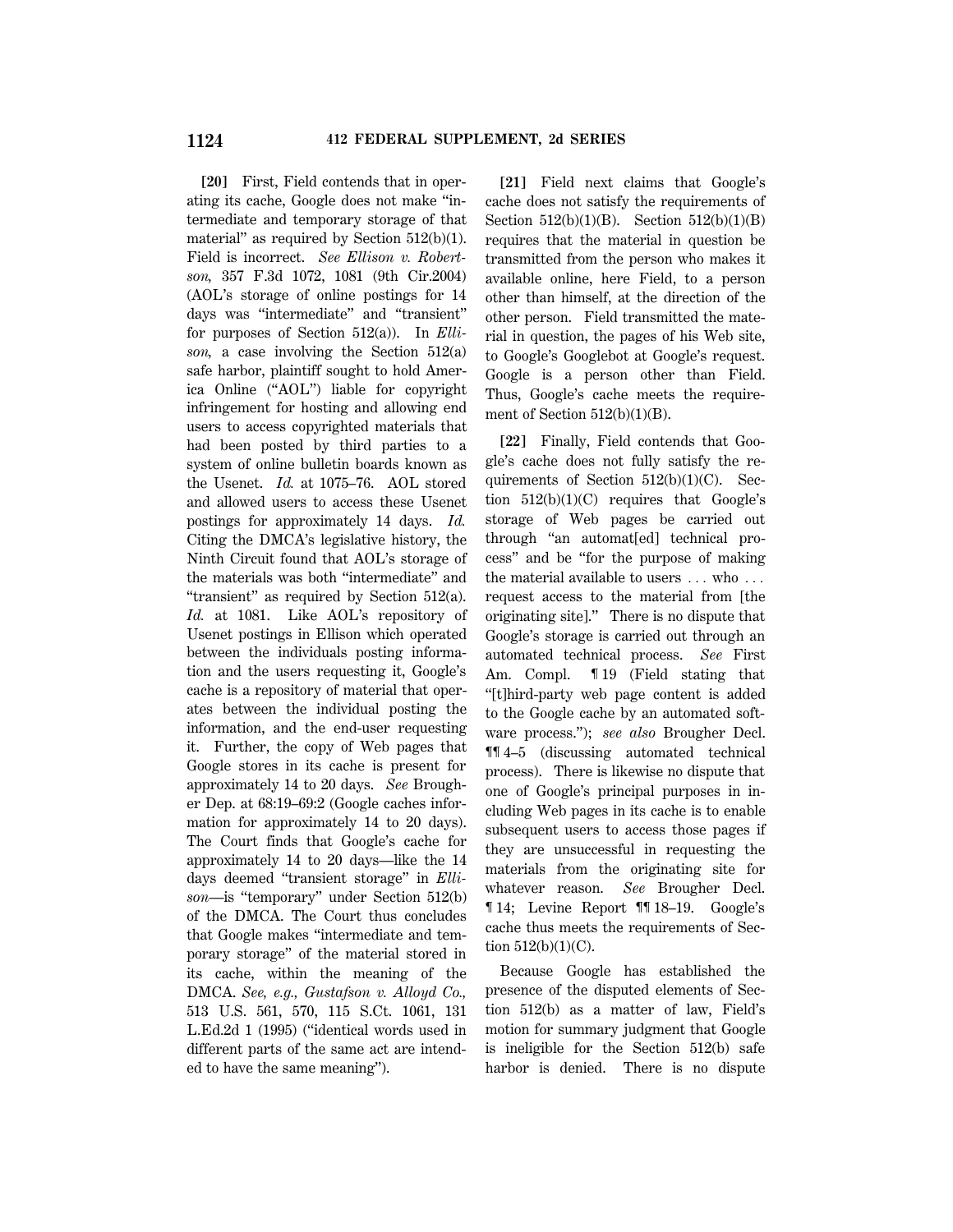**[20]** First, Field contends that in operating its cache, Google does not make "intermediate and temporary storage of that material" as required by Section 512(b)(1). Field is incorrect. *See Ellison v. Robertson,* 357 F.3d 1072, 1081 (9th Cir.2004) (AOL's storage of online postings for 14 days was "intermediate" and "transient" for purposes of Section 512(a)). In *Ellison,* a case involving the Section 512(a) safe harbor, plaintiff sought to hold America Online ("AOL") liable for copyright infringement for hosting and allowing end users to access copyrighted materials that had been posted by third parties to a system of online bulletin boards known as the Usenet. *Id.* at 1075–76. AOL stored and allowed users to access these Usenet postings for approximately 14 days. *Id.* Citing the DMCA's legislative history, the Ninth Circuit found that AOL's storage of the materials was both "intermediate" and "transient" as required by Section 512(a). *Id.* at 1081. Like AOL's repository of Usenet postings in Ellison which operated between the individuals posting information and the users requesting it, Google's cache is a repository of material that operates between the individual posting the information, and the end-user requesting it. Further, the copy of Web pages that Google stores in its cache is present for approximately 14 to 20 days. *See* Brougher Dep. at 68:19–69:2 (Google caches information for approximately 14 to 20 days). The Court finds that Google's cache for approximately 14 to 20 days—like the 14 days deemed "transient storage" in *Ellison*—is "temporary" under Section 512(b) of the DMCA. The Court thus concludes that Google makes "intermediate and temporary storage" of the material stored in its cache, within the meaning of the DMCA. *See, e.g., Gustafson v. Alloyd Co.,* 513 U.S. 561, 570, 115 S.Ct. 1061, 131 L.Ed.2d 1 (1995) ("identical words used in different parts of the same act are intended to have the same meaning").

**[21]** Field next claims that Google's cache does not satisfy the requirements of Section 512(b)(1)(B). Section 512(b)(1)(B) requires that the material in question be transmitted from the person who makes it available online, here Field, to a person other than himself, at the direction of the other person. Field transmitted the material in question, the pages of his Web site, to Google's Googlebot at Google's request. Google is a person other than Field. Thus, Google's cache meets the requirement of Section 512(b)(1)(B).

**[22]** Finally, Field contends that Google's cache does not fully satisfy the requirements of Section 512(b)(1)(C). Section 512(b)(1)(C) requires that Google's storage of Web pages be carried out through "an automat[ed] technical process" and be "for the purpose of making the material available to users . . . who . . . request access to the material from [the originating site]." There is no dispute that Google's storage is carried out through an automated technical process. *See* First Am. Compl. ¶ 19 (Field stating that "[t]hird-party web page content is added to the Google cache by an automated software process."); *see also* Brougher Decl. ¶¶ 4–5 (discussing automated technical process). There is likewise no dispute that one of Google's principal purposes in including Web pages in its cache is to enable subsequent users to access those pages if they are unsuccessful in requesting the materials from the originating site for whatever reason. *See* Brougher Decl. ¶ 14; Levine Report ¶¶ 18–19. Google's cache thus meets the requirements of Section 512(b)(1)(C).

Because Google has established the presence of the disputed elements of Section 512(b) as a matter of law, Field's motion for summary judgment that Google is ineligible for the Section 512(b) safe harbor is denied. There is no dispute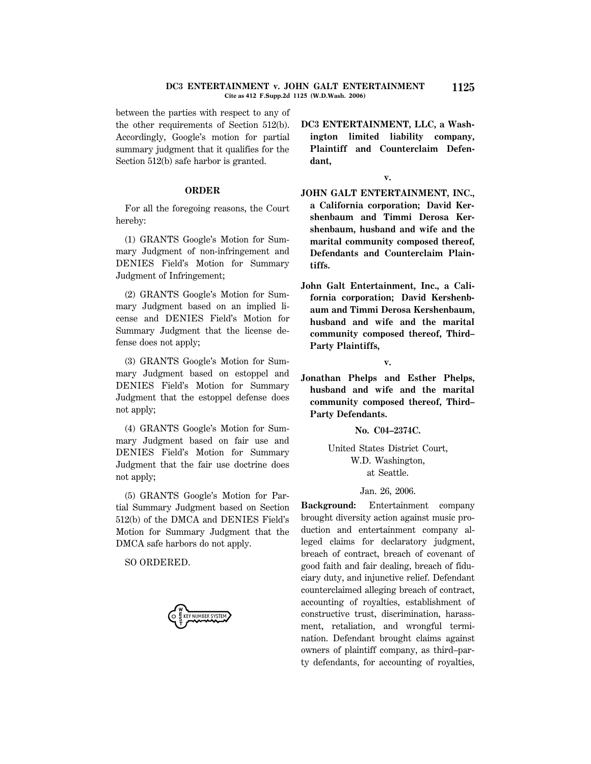between the parties with respect to any of the other requirements of Section 512(b). Accordingly, Google's motion for partial summary judgment that it qualifies for the Section 512(b) safe harbor is granted.

## ORDER

For all the foregoing reasons, the Court hereby:

(1) GRANTS Google's Motion for Summary Judgment of non-infringement and DENIES Field's Motion for Summary Judgment of Infringement;

(2) GRANTS Google's Motion for Summary Judgment based on an implied license and DENIES Field's Motion for Summary Judgment that the license defense does not apply;

(3) GRANTS Google's Motion for Summary Judgment based on estoppel and DENIES Field's Motion for Summary Judgment that the estoppel defense does not apply;

(4) GRANTS Google's Motion for Summary Judgment based on fair use and DENIES Field's Motion for Summary Judgment that the fair use doctrine does not apply;

(5) GRANTS Google's Motion for Partial Summary Judgment based on Section 512(b) of the DMCA and DENIES Field's Motion for Summary Judgment that the DMCA safe harbors do not apply.

SO ORDERED.

**DC3 ENTERTAINMENT, LLC, a Washington limited liability company, Plaintiff and Counterclaim Defendant,**

**v.**

**JOHN GALT ENTERTAINMENT, INC., a California corporation; David Kershenbaum and Timmi Derosa Kershenbaum, husband and wife and the marital community composed thereof, Defendants and Counterclaim Plaintiffs.**

**John Galt Entertainment, Inc., a California corporation; David Kershenbaum and Timmi Derosa Kershenbaum, husband and wife and the marital community composed thereof, Third–Party Plaintiffs,**

**v.**

**Jonathan Phelps and Esther Phelps, husband and wife and the marital community composed thereof, Third–Party Defendants.**

**No. C04–2374C.**

United States District Court,
W.D. Washington,
at Seattle.

Jan. 26, 2006.

**Background:** Entertainment company brought diversity action against music production and entertainment company alleged claims for declaratory judgment, breach of contract, breach of covenant of good faith and fair dealing, breach of fiduciary duty, and injunctive relief. Defendant counterclaimed alleging breach of contract, accounting of royalties, establishment of constructive trust, discrimination, harassment, retaliation, and wrongful termination. Defendant brought claims against owners of plaintiff company, as third–party defendants, for accounting of royalties,